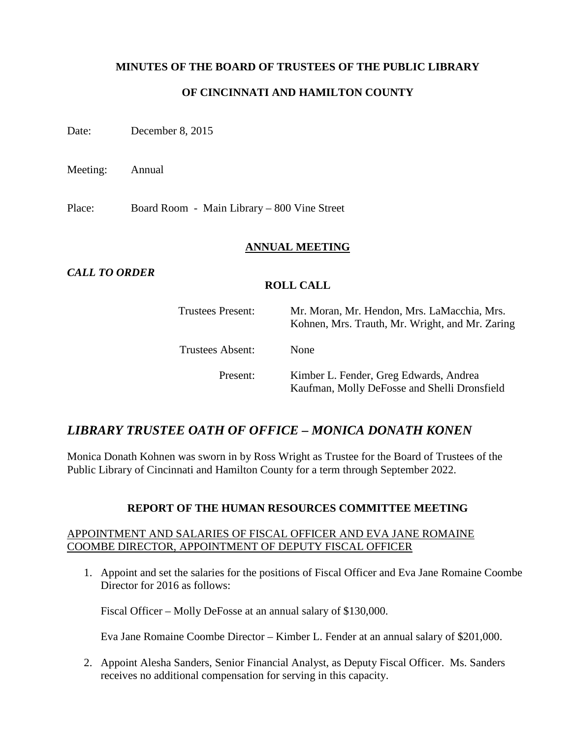**MINUTES OF THE BOARD OF TRUSTEES OF THE PUBLIC LIBRARY**

**OF CINCINNATI AND HAMILTON COUNTY**

Date: December 8, 2015

Meeting: Annual

Place: Board Room - Main Library – 800 Vine Street

## ANNUAL MEETING

***CALL TO ORDER***

**ROLL CALL**

Trustees Present: Mr. Moran, Mr. Hendon, Mrs. LaMacchia, Mrs. Kohnen, Mrs. Trauth, Mr. Wright, and Mr. Zaring

Trustees Absent: None

Present: Kimber L. Fender, Greg Edwards, Andrea Kaufman, Molly DeFosse and Shelli Dronsfield

## *LIBRARY TRUSTEE OATH OF OFFICE – MONICA DONATH KONEN*

Monica Donath Kohnen was sworn in by Ross Wright as Trustee for the Board of Trustees of the Public Library of Cincinnati and Hamilton County for a term through September 2022.

### REPORT OF THE HUMAN RESOURCES COMMITTEE MEETING

APPOINTMENT AND SALARIES OF FISCAL OFFICER AND EVA JANE ROMAINE COOMBE DIRECTOR, APPOINTMENT OF DEPUTY FISCAL OFFICER

1. Appoint and set the salaries for the positions of Fiscal Officer and Eva Jane Romaine Coombe Director for 2016 as follows:

   Fiscal Officer – Molly DeFosse at an annual salary of $130,000.

   Eva Jane Romaine Coombe Director – Kimber L. Fender at an annual salary of $201,000.

2. Appoint Alesha Sanders, Senior Financial Analyst, as Deputy Fiscal Officer. Ms. Sanders receives no additional compensation for serving in this capacity.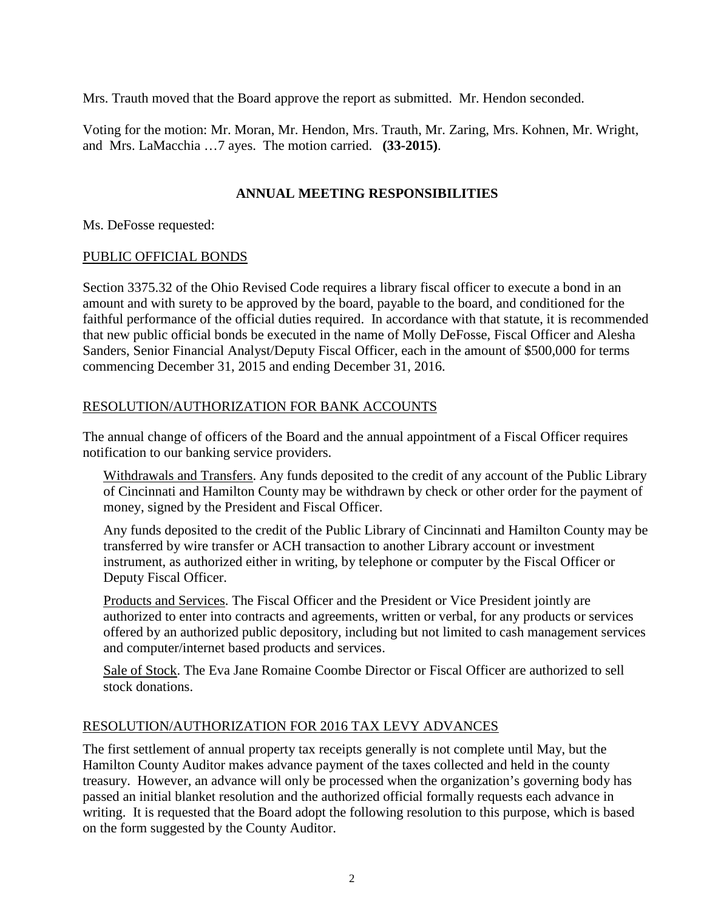Mrs. Trauth moved that the Board approve the report as submitted. Mr. Hendon seconded.

Voting for the motion: Mr. Moran, Mr. Hendon, Mrs. Trauth, Mr. Zaring, Mrs. Kohnen, Mr. Wright, and Mrs. LaMacchia …7 ayes. The motion carried. **(33-2015)**.

## ANNUAL MEETING RESPONSIBILITIES

Ms. DeFosse requested:

### PUBLIC OFFICIAL BONDS

Section 3375.32 of the Ohio Revised Code requires a library fiscal officer to execute a bond in an amount and with surety to be approved by the board, payable to the board, and conditioned for the faithful performance of the official duties required. In accordance with that statute, it is recommended that new public official bonds be executed in the name of Molly DeFosse, Fiscal Officer and Alesha Sanders, Senior Financial Analyst/Deputy Fiscal Officer, each in the amount of $500,000 for terms commencing December 31, 2015 and ending December 31, 2016.

### RESOLUTION/AUTHORIZATION FOR BANK ACCOUNTS

The annual change of officers of the Board and the annual appointment of a Fiscal Officer requires notification to our banking service providers.

Withdrawals and Transfers. Any funds deposited to the credit of any account of the Public Library of Cincinnati and Hamilton County may be withdrawn by check or other order for the payment of money, signed by the President and Fiscal Officer.

Any funds deposited to the credit of the Public Library of Cincinnati and Hamilton County may be transferred by wire transfer or ACH transaction to another Library account or investment instrument, as authorized either in writing, by telephone or computer by the Fiscal Officer or Deputy Fiscal Officer.

Products and Services. The Fiscal Officer and the President or Vice President jointly are authorized to enter into contracts and agreements, written or verbal, for any products or services offered by an authorized public depository, including but not limited to cash management services and computer/internet based products and services.

Sale of Stock. The Eva Jane Romaine Coombe Director or Fiscal Officer are authorized to sell stock donations.

### RESOLUTION/AUTHORIZATION FOR 2016 TAX LEVY ADVANCES

The first settlement of annual property tax receipts generally is not complete until May, but the Hamilton County Auditor makes advance payment of the taxes collected and held in the county treasury. However, an advance will only be processed when the organization's governing body has passed an initial blanket resolution and the authorized official formally requests each advance in writing. It is requested that the Board adopt the following resolution to this purpose, which is based on the form suggested by the County Auditor.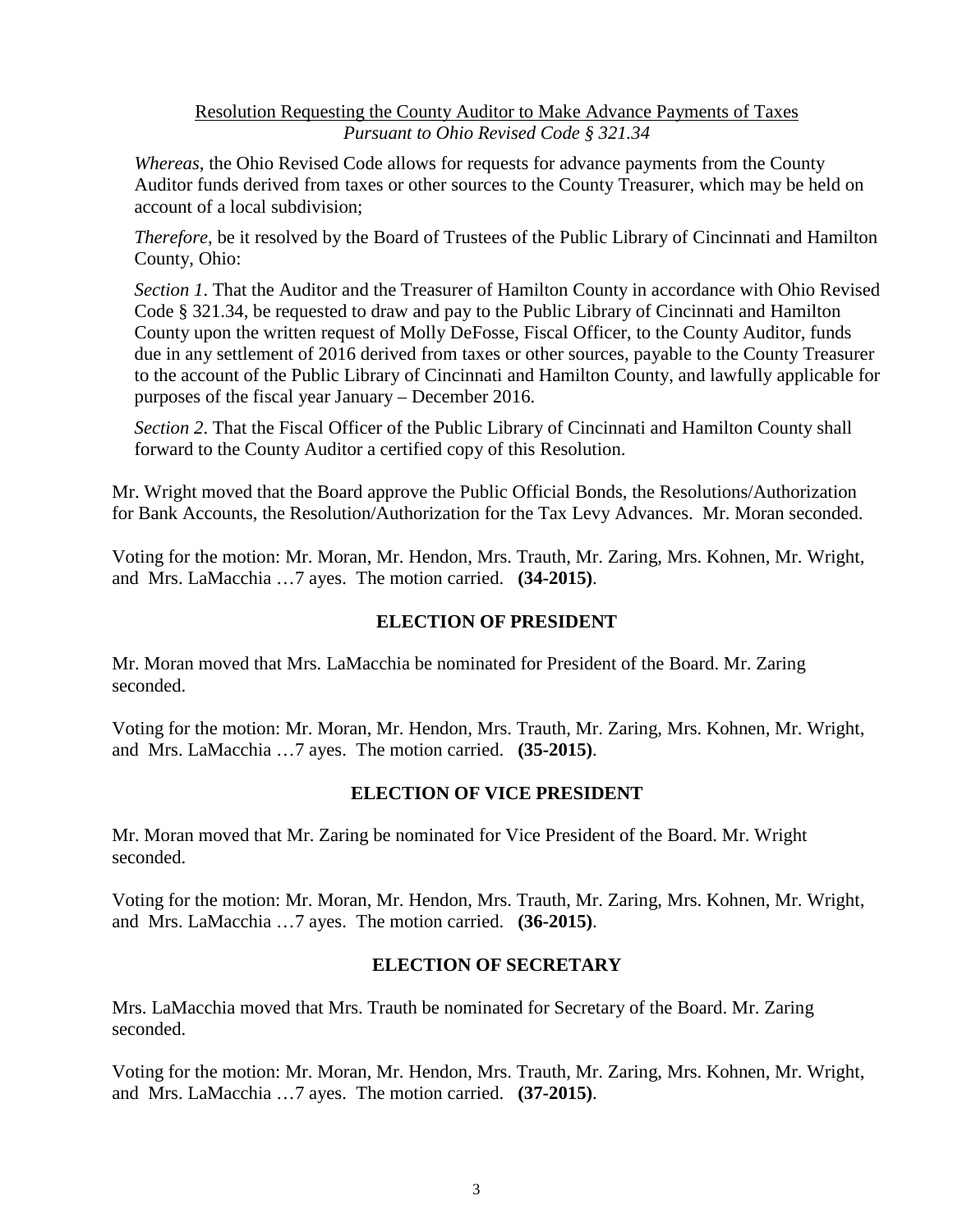Resolution Requesting the County Auditor to Make Advance Payments of Taxes
*Pursuant to Ohio Revised Code § 321.34*

*Whereas*, the Ohio Revised Code allows for requests for advance payments from the County Auditor funds derived from taxes or other sources to the County Treasurer, which may be held on account of a local subdivision;

*Therefore*, be it resolved by the Board of Trustees of the Public Library of Cincinnati and Hamilton County, Ohio:

*Section 1*. That the Auditor and the Treasurer of Hamilton County in accordance with Ohio Revised Code § 321.34, be requested to draw and pay to the Public Library of Cincinnati and Hamilton County upon the written request of Molly DeFosse, Fiscal Officer, to the County Auditor, funds due in any settlement of 2016 derived from taxes or other sources, payable to the County Treasurer to the account of the Public Library of Cincinnati and Hamilton County, and lawfully applicable for purposes of the fiscal year January – December 2016.

*Section 2*. That the Fiscal Officer of the Public Library of Cincinnati and Hamilton County shall forward to the County Auditor a certified copy of this Resolution.

Mr. Wright moved that the Board approve the Public Official Bonds, the Resolutions/Authorization for Bank Accounts, the Resolution/Authorization for the Tax Levy Advances. Mr. Moran seconded.

Voting for the motion: Mr. Moran, Mr. Hendon, Mrs. Trauth, Mr. Zaring, Mrs. Kohnen, Mr. Wright, and Mrs. LaMacchia …7 ayes. The motion carried. **(34-2015)**.

## ELECTION OF PRESIDENT

Mr. Moran moved that Mrs. LaMacchia be nominated for President of the Board. Mr. Zaring seconded.

Voting for the motion: Mr. Moran, Mr. Hendon, Mrs. Trauth, Mr. Zaring, Mrs. Kohnen, Mr. Wright, and Mrs. LaMacchia …7 ayes. The motion carried. **(35-2015)**.

## ELECTION OF VICE PRESIDENT

Mr. Moran moved that Mr. Zaring be nominated for Vice President of the Board. Mr. Wright seconded.

Voting for the motion: Mr. Moran, Mr. Hendon, Mrs. Trauth, Mr. Zaring, Mrs. Kohnen, Mr. Wright, and Mrs. LaMacchia …7 ayes. The motion carried. **(36-2015)**.

## ELECTION OF SECRETARY

Mrs. LaMacchia moved that Mrs. Trauth be nominated for Secretary of the Board. Mr. Zaring seconded.

Voting for the motion: Mr. Moran, Mr. Hendon, Mrs. Trauth, Mr. Zaring, Mrs. Kohnen, Mr. Wright, and Mrs. LaMacchia …7 ayes. The motion carried. **(37-2015)**.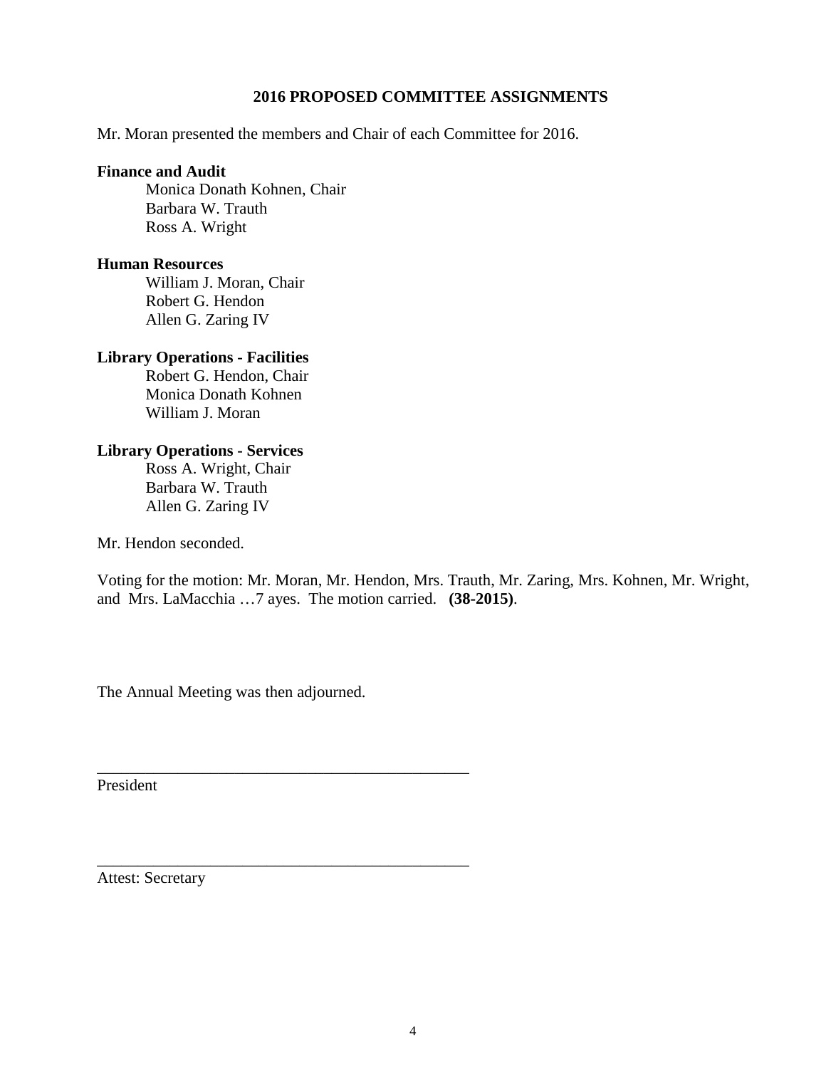## 2016 PROPOSED COMMITTEE ASSIGNMENTS

Mr. Moran presented the members and Chair of each Committee for 2016.

**Finance and Audit**
Monica Donath Kohnen, Chair
Barbara W. Trauth
Ross A. Wright

**Human Resources**
William J. Moran, Chair
Robert G. Hendon
Allen G. Zaring IV

**Library Operations - Facilities**
Robert G. Hendon, Chair
Monica Donath Kohnen
William J. Moran

**Library Operations - Services**
Ross A. Wright, Chair
Barbara W. Trauth
Allen G. Zaring IV

Mr. Hendon seconded.

Voting for the motion: Mr. Moran, Mr. Hendon, Mrs. Trauth, Mr. Zaring, Mrs. Kohnen, Mr. Wright, and Mrs. LaMacchia …7 ayes. The motion carried. **(38-2015)**.

The Annual Meeting was then adjourned.

_______________________________________________
President

_______________________________________________
Attest: Secretary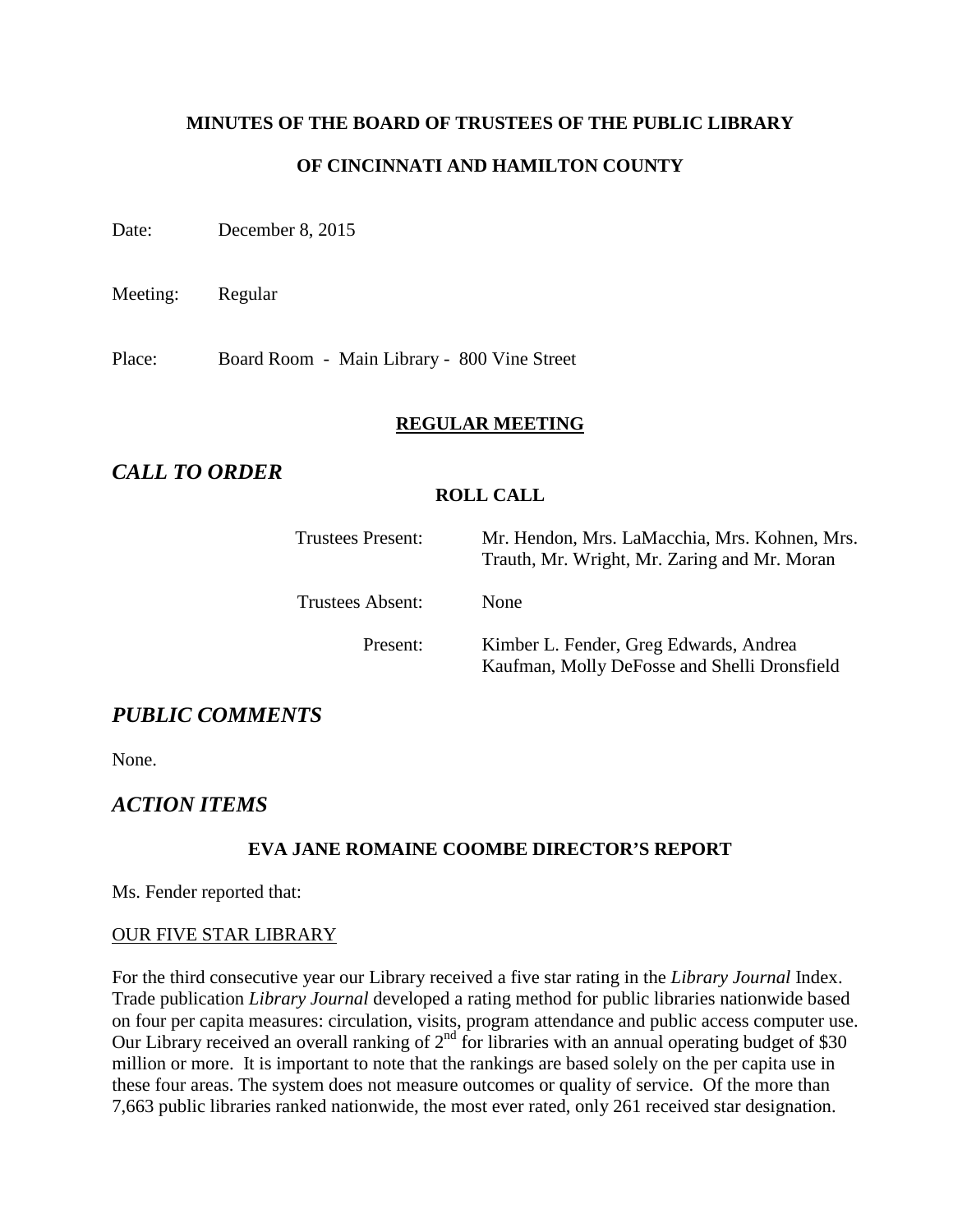**MINUTES OF THE BOARD OF TRUSTEES OF THE PUBLIC LIBRARY**

**OF CINCINNATI AND HAMILTON COUNTY**

Date: December 8, 2015

Meeting: Regular

Place: Board Room - Main Library - 800 Vine Street

**REGULAR MEETING**

## *CALL TO ORDER*

**ROLL CALL**

| | |
|---|---|
| Trustees Present: | Mr. Hendon, Mrs. LaMacchia, Mrs. Kohnen, Mrs. Trauth, Mr. Wright, Mr. Zaring and Mr. Moran |
| Trustees Absent: | None |
| Present: | Kimber L. Fender, Greg Edwards, Andrea Kaufman, Molly DeFosse and Shelli Dronsfield |

## *PUBLIC COMMENTS*

None.

## *ACTION ITEMS*

**EVA JANE ROMAINE COOMBE DIRECTOR'S REPORT**

Ms. Fender reported that:

OUR FIVE STAR LIBRARY

For the third consecutive year our Library received a five star rating in the *Library Journal* Index. Trade publication *Library Journal* developed a rating method for public libraries nationwide based on four per capita measures: circulation, visits, program attendance and public access computer use. Our Library received an overall ranking of 2nd for libraries with an annual operating budget of $30 million or more. It is important to note that the rankings are based solely on the per capita use in these four areas. The system does not measure outcomes or quality of service. Of the more than 7,663 public libraries ranked nationwide, the most ever rated, only 261 received star designation.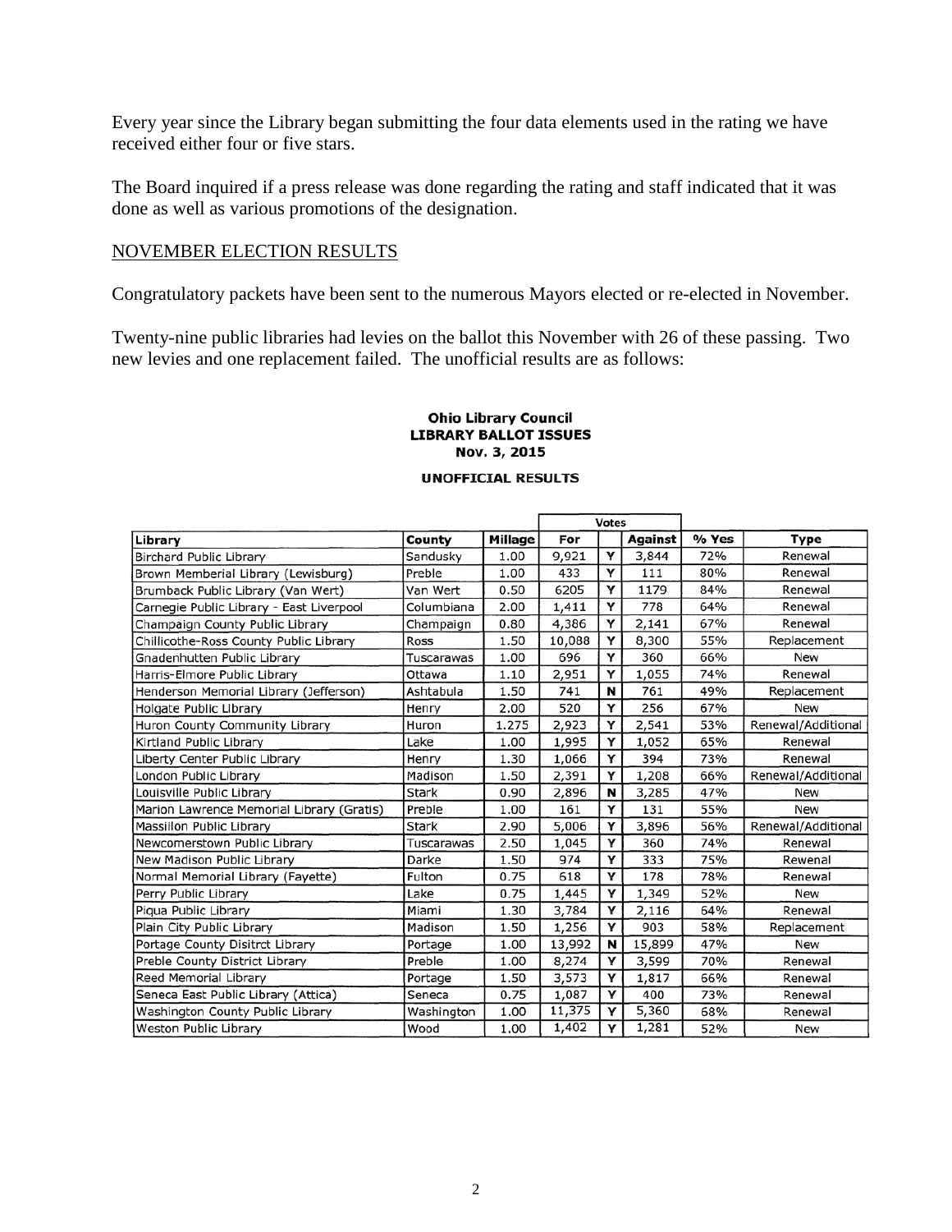Every year since the Library began submitting the four data elements used in the rating we have received either four or five stars.

The Board inquired if a press release was done regarding the rating and staff indicated that it was done as well as various promotions of the designation.

NOVEMBER ELECTION RESULTS

Congratulatory packets have been sent to the numerous Mayors elected or re-elected in November.

Twenty-nine public libraries had levies on the ballot this November with 26 of these passing. Two new levies and one replacement failed. The unofficial results are as follows:

**Ohio Library Council**
**LIBRARY BALLOT ISSUES**
**Nov. 3, 2015**

**UNOFFICIAL RESULTS**

| | | | Votes | | | | |
|---|---|---|---|---|---|---|---|
| **Library** | **County** | **Millage** | **For** | | **Against** | **% Yes** | **Type** |
| Birchard Public Library | Sandusky | 1.00 | 9,921 | Y | 3,844 | 72% | Renewal |
| Brown Memberial Library (Lewisburg) | Preble | 1.00 | 433 | Y | 111 | 80% | Renewal |
| Brumback Public Library (Van Wert) | Van Wert | 0.50 | 6205 | Y | 1179 | 84% | Renewal |
| Carnegie Public Library - East Liverpool | Columbiana | 2.00 | 1,411 | Y | 778 | 64% | Renewal |
| Champaign County Public Library | Champaign | 0.80 | 4,386 | Y | 2,141 | 67% | Renewal |
| Chillicothe-Ross County Public Library | Ross | 1.50 | 10,088 | Y | 8,300 | 55% | Replacement |
| Gnadenhutten Public Library | Tuscarawas | 1.00 | 696 | Y | 360 | 66% | New |
| Harris-Elmore Public Library | Ottawa | 1.10 | 2,951 | Y | 1,055 | 74% | Renewal |
| Henderson Memorial Library (Jefferson) | Ashtabula | 1.50 | 741 | N | 761 | 49% | Replacement |
| Holgate Public Library | Henry | 2.00 | 520 | Y | 256 | 67% | New |
| Huron County Community Library | Huron | 1.275 | 2,923 | Y | 2,541 | 53% | Renewal/Additional |
| Kirtland Public Library | Lake | 1.00 | 1,995 | Y | 1,052 | 65% | Renewal |
| Liberty Center Public Library | Henry | 1.30 | 1,066 | Y | 394 | 73% | Renewal |
| London Public Library | Madison | 1.50 | 2,391 | Y | 1,208 | 66% | Renewal/Additional |
| Louisville Public Library | Stark | 0.90 | 2,896 | N | 3,285 | 47% | New |
| Marion Lawrence Memorial Library (Gratis) | Preble | 1.00 | 161 | Y | 131 | 55% | New |
| Massillon Public Library | Stark | 2.90 | 5,006 | Y | 3,896 | 56% | Renewal/Additional |
| Newcomerstown Public Library | Tuscarawas | 2.50 | 1,045 | Y | 360 | 74% | Renewal |
| New Madison Public Library | Darke | 1.50 | 974 | Y | 333 | 75% | Rewenal |
| Normal Memorial Library (Fayette) | Fulton | 0.75 | 618 | Y | 178 | 78% | Renewal |
| Perry Public Library | Lake | 0.75 | 1,445 | Y | 1,349 | 52% | New |
| Piqua Public Library | Miami | 1.30 | 3,784 | Y | 2,116 | 64% | Renewal |
| Plain City Public Library | Madison | 1.50 | 1,256 | Y | 903 | 58% | Replacement |
| Portage County Disitrct Library | Portage | 1.00 | 13,992 | N | 15,899 | 47% | New |
| Preble County District Library | Preble | 1.00 | 8,274 | Y | 3,599 | 70% | Renewal |
| Reed Memorial Library | Portage | 1.50 | 3,573 | Y | 1,817 | 66% | Renewal |
| Seneca East Public Library (Attica) | Seneca | 0.75 | 1,087 | Y | 400 | 73% | Renewal |
| Washington County Public Library | Washington | 1.00 | 11,375 | Y | 5,360 | 68% | Renewal |
| Weston Public Library | Wood | 1.00 | 1,402 | Y | 1,281 | 52% | New |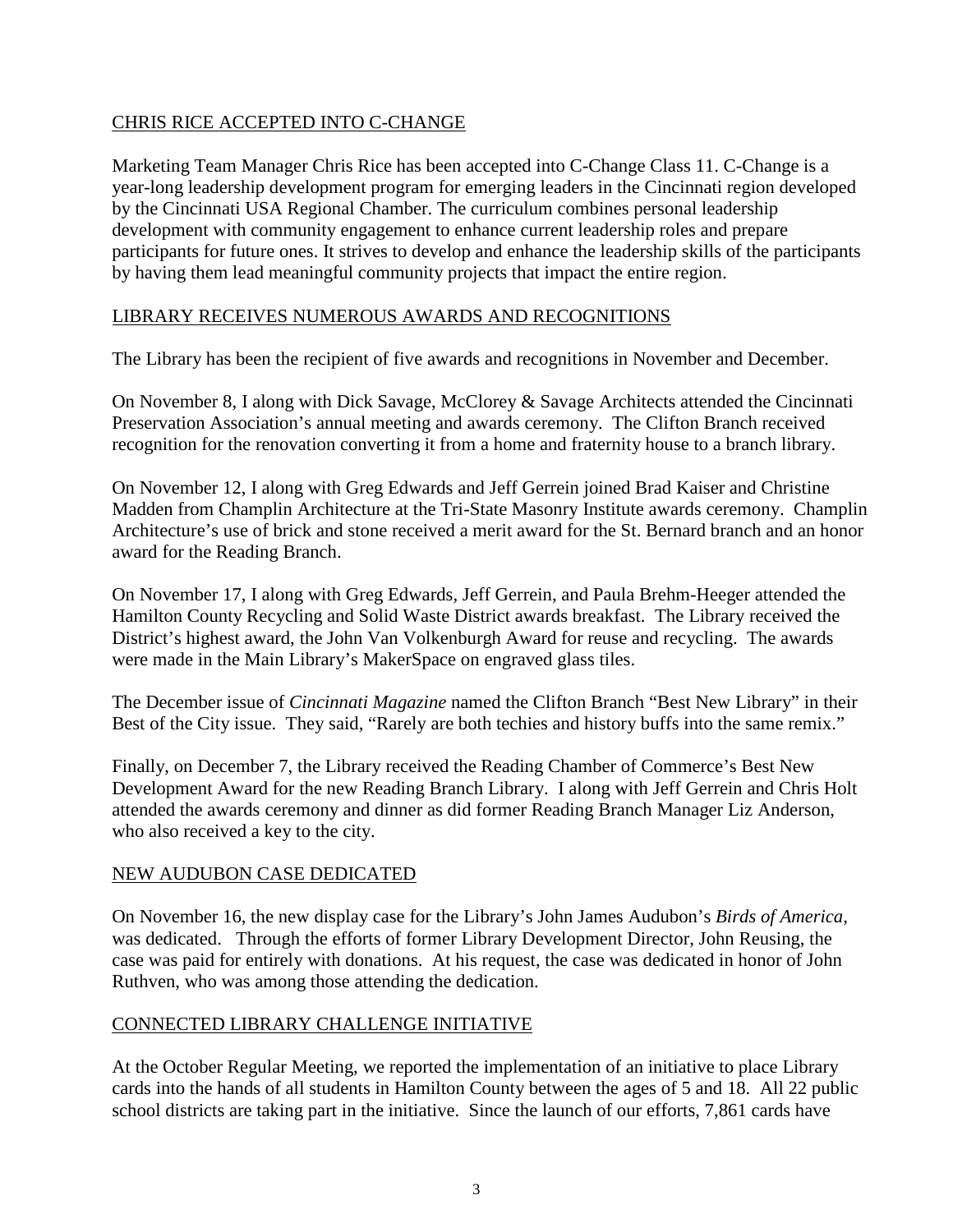## CHRIS RICE ACCEPTED INTO C-CHANGE

Marketing Team Manager Chris Rice has been accepted into C-Change Class 11. C-Change is a year-long leadership development program for emerging leaders in the Cincinnati region developed by the Cincinnati USA Regional Chamber. The curriculum combines personal leadership development with community engagement to enhance current leadership roles and prepare participants for future ones. It strives to develop and enhance the leadership skills of the participants by having them lead meaningful community projects that impact the entire region.

## LIBRARY RECEIVES NUMEROUS AWARDS AND RECOGNITIONS

The Library has been the recipient of five awards and recognitions in November and December.

On November 8, I along with Dick Savage, McClorey & Savage Architects attended the Cincinnati Preservation Association's annual meeting and awards ceremony. The Clifton Branch received recognition for the renovation converting it from a home and fraternity house to a branch library.

On November 12, I along with Greg Edwards and Jeff Gerrein joined Brad Kaiser and Christine Madden from Champlin Architecture at the Tri-State Masonry Institute awards ceremony. Champlin Architecture's use of brick and stone received a merit award for the St. Bernard branch and an honor award for the Reading Branch.

On November 17, I along with Greg Edwards, Jeff Gerrein, and Paula Brehm-Heeger attended the Hamilton County Recycling and Solid Waste District awards breakfast. The Library received the District's highest award, the John Van Volkenburgh Award for reuse and recycling. The awards were made in the Main Library's MakerSpace on engraved glass tiles.

The December issue of *Cincinnati Magazine* named the Clifton Branch "Best New Library" in their Best of the City issue. They said, "Rarely are both techies and history buffs into the same remix."

Finally, on December 7, the Library received the Reading Chamber of Commerce's Best New Development Award for the new Reading Branch Library. I along with Jeff Gerrein and Chris Holt attended the awards ceremony and dinner as did former Reading Branch Manager Liz Anderson, who also received a key to the city.

## NEW AUDUBON CASE DEDICATED

On November 16, the new display case for the Library's John James Audubon's *Birds of America,* was dedicated. Through the efforts of former Library Development Director, John Reusing, the case was paid for entirely with donations. At his request, the case was dedicated in honor of John Ruthven, who was among those attending the dedication.

## CONNECTED LIBRARY CHALLENGE INITIATIVE

At the October Regular Meeting, we reported the implementation of an initiative to place Library cards into the hands of all students in Hamilton County between the ages of 5 and 18. All 22 public school districts are taking part in the initiative. Since the launch of our efforts, 7,861 cards have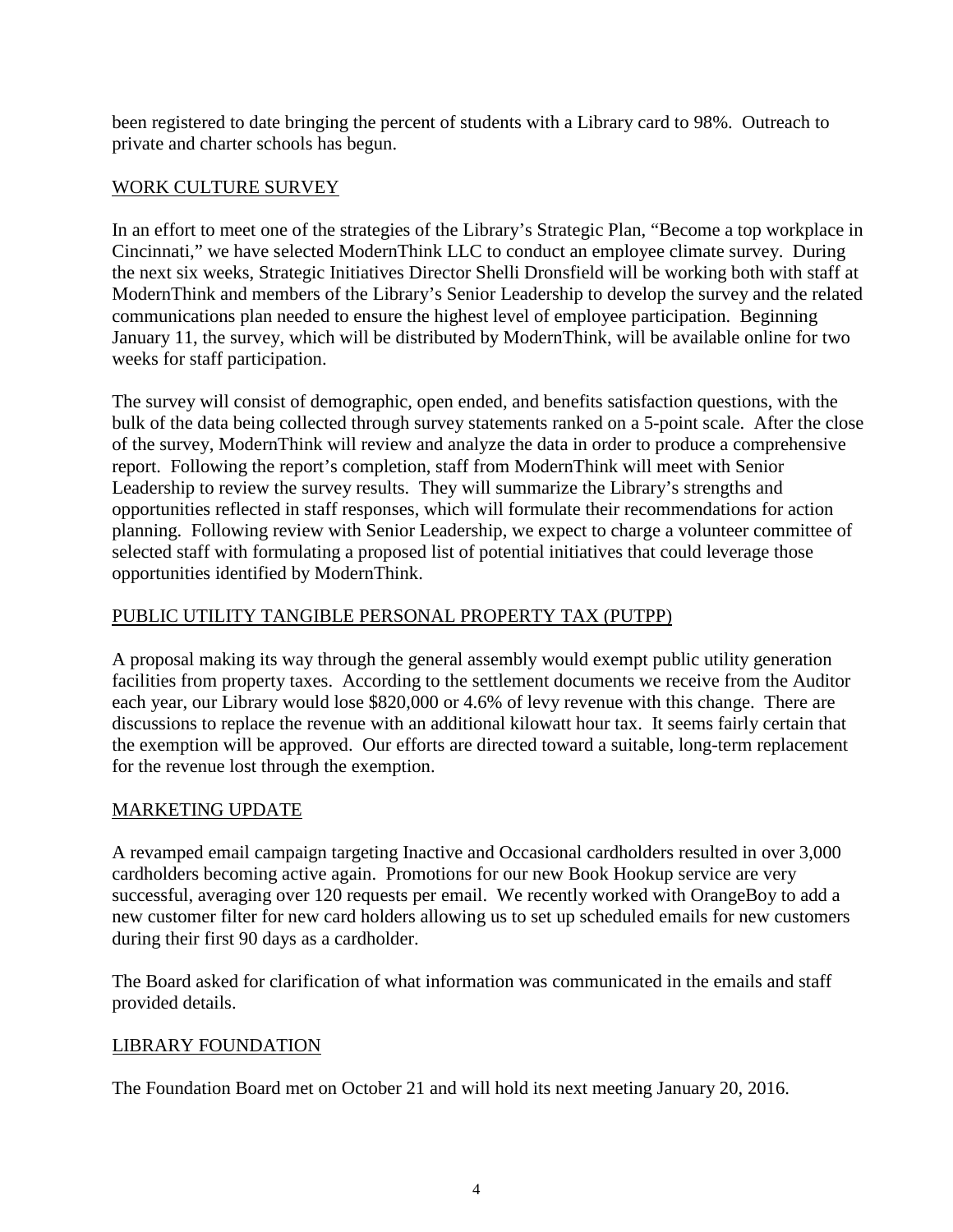been registered to date bringing the percent of students with a Library card to 98%. Outreach to private and charter schools has begun.

## WORK CULTURE SURVEY

In an effort to meet one of the strategies of the Library's Strategic Plan, "Become a top workplace in Cincinnati," we have selected ModernThink LLC to conduct an employee climate survey. During the next six weeks, Strategic Initiatives Director Shelli Dronsfield will be working both with staff at ModernThink and members of the Library's Senior Leadership to develop the survey and the related communications plan needed to ensure the highest level of employee participation. Beginning January 11, the survey, which will be distributed by ModernThink, will be available online for two weeks for staff participation.

The survey will consist of demographic, open ended, and benefits satisfaction questions, with the bulk of the data being collected through survey statements ranked on a 5-point scale. After the close of the survey, ModernThink will review and analyze the data in order to produce a comprehensive report. Following the report's completion, staff from ModernThink will meet with Senior Leadership to review the survey results. They will summarize the Library's strengths and opportunities reflected in staff responses, which will formulate their recommendations for action planning. Following review with Senior Leadership, we expect to charge a volunteer committee of selected staff with formulating a proposed list of potential initiatives that could leverage those opportunities identified by ModernThink.

## PUBLIC UTILITY TANGIBLE PERSONAL PROPERTY TAX (PUTPP)

A proposal making its way through the general assembly would exempt public utility generation facilities from property taxes. According to the settlement documents we receive from the Auditor each year, our Library would lose $820,000 or 4.6% of levy revenue with this change. There are discussions to replace the revenue with an additional kilowatt hour tax. It seems fairly certain that the exemption will be approved. Our efforts are directed toward a suitable, long-term replacement for the revenue lost through the exemption.

## MARKETING UPDATE

A revamped email campaign targeting Inactive and Occasional cardholders resulted in over 3,000 cardholders becoming active again. Promotions for our new Book Hookup service are very successful, averaging over 120 requests per email. We recently worked with OrangeBoy to add a new customer filter for new card holders allowing us to set up scheduled emails for new customers during their first 90 days as a cardholder.

The Board asked for clarification of what information was communicated in the emails and staff provided details.

## LIBRARY FOUNDATION

The Foundation Board met on October 21 and will hold its next meeting January 20, 2016.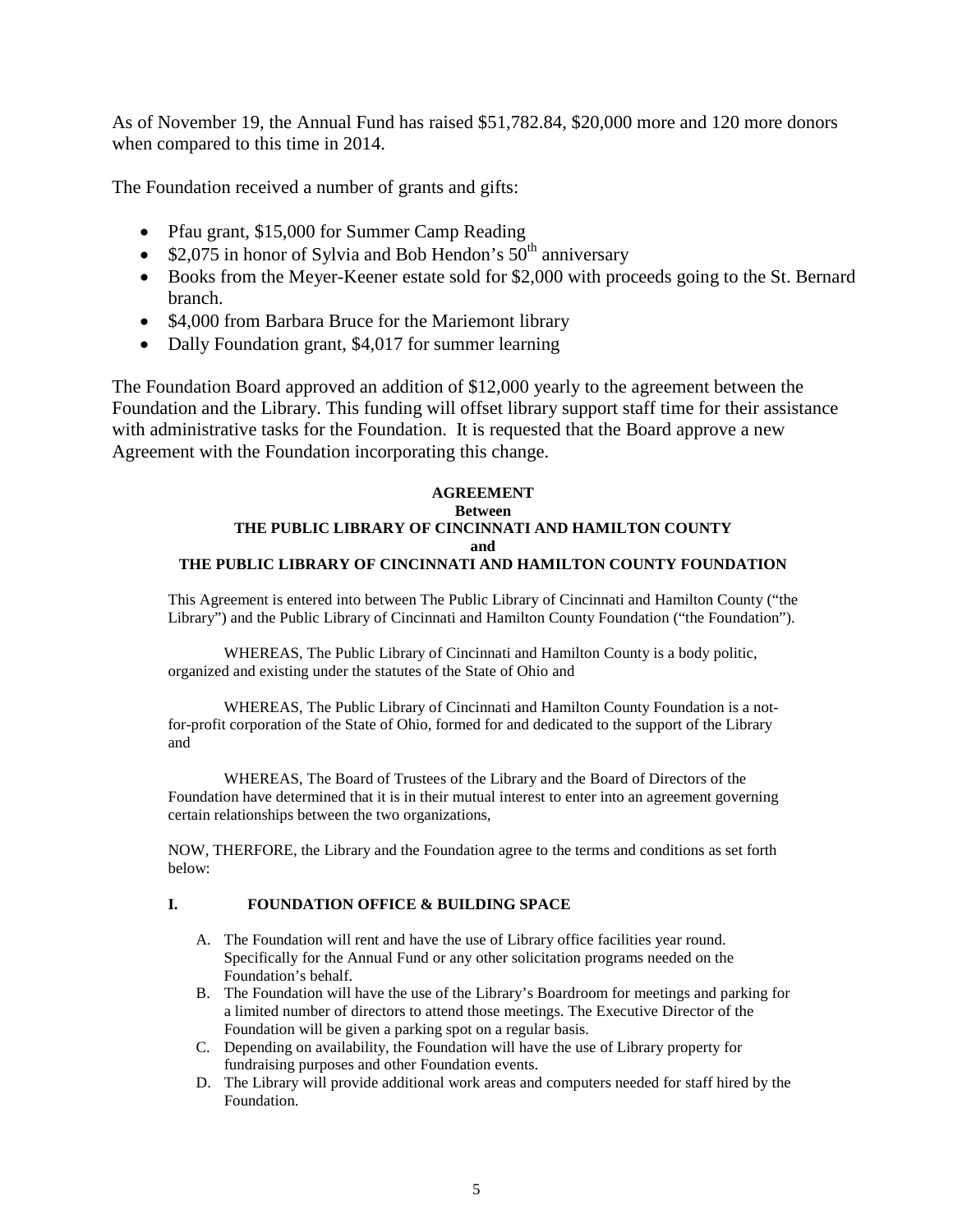As of November 19, the Annual Fund has raised $51,782.84, $20,000 more and 120 more donors when compared to this time in 2014.

The Foundation received a number of grants and gifts:

- Pfau grant, $15,000 for Summer Camp Reading
- $2,075 in honor of Sylvia and Bob Hendon's 50th anniversary
- Books from the Meyer-Keener estate sold for $2,000 with proceeds going to the St. Bernard branch.
- $4,000 from Barbara Bruce for the Mariemont library
- Dally Foundation grant, $4,017 for summer learning

The Foundation Board approved an addition of $12,000 yearly to the agreement between the Foundation and the Library. This funding will offset library support staff time for their assistance with administrative tasks for the Foundation. It is requested that the Board approve a new Agreement with the Foundation incorporating this change.

**AGREEMENT**
**Between**
**THE PUBLIC LIBRARY OF CINCINNATI AND HAMILTON COUNTY**
**and**
**THE PUBLIC LIBRARY OF CINCINNATI AND HAMILTON COUNTY FOUNDATION**

This Agreement is entered into between The Public Library of Cincinnati and Hamilton County ("the Library") and the Public Library of Cincinnati and Hamilton County Foundation ("the Foundation").

WHEREAS, The Public Library of Cincinnati and Hamilton County is a body politic, organized and existing under the statutes of the State of Ohio and

WHEREAS, The Public Library of Cincinnati and Hamilton County Foundation is a not-for-profit corporation of the State of Ohio, formed for and dedicated to the support of the Library and

WHEREAS, The Board of Trustees of the Library and the Board of Directors of the Foundation have determined that it is in their mutual interest to enter into an agreement governing certain relationships between the two organizations,

NOW, THERFORE, the Library and the Foundation agree to the terms and conditions as set forth below:

**I. FOUNDATION OFFICE & BUILDING SPACE**

A. The Foundation will rent and have the use of Library office facilities year round. Specifically for the Annual Fund or any other solicitation programs needed on the Foundation's behalf.
B. The Foundation will have the use of the Library's Boardroom for meetings and parking for a limited number of directors to attend those meetings. The Executive Director of the Foundation will be given a parking spot on a regular basis.
C. Depending on availability, the Foundation will have the use of Library property for fundraising purposes and other Foundation events.
D. The Library will provide additional work areas and computers needed for staff hired by the Foundation.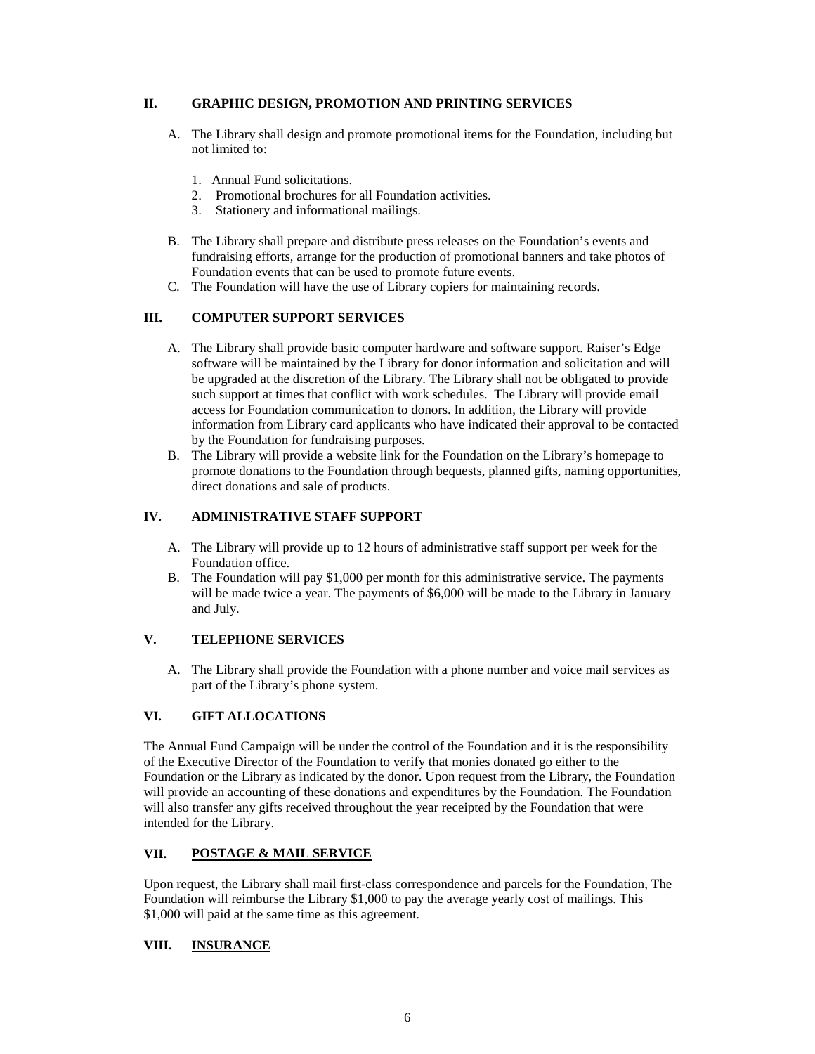## II. GRAPHIC DESIGN, PROMOTION AND PRINTING SERVICES

A. The Library shall design and promote promotional items for the Foundation, including but not limited to:

1. Annual Fund solicitations.
2. Promotional brochures for all Foundation activities.
3. Stationery and informational mailings.

B. The Library shall prepare and distribute press releases on the Foundation's events and fundraising efforts, arrange for the production of promotional banners and take photos of Foundation events that can be used to promote future events.

C. The Foundation will have the use of Library copiers for maintaining records.

## III. COMPUTER SUPPORT SERVICES

A. The Library shall provide basic computer hardware and software support. Raiser's Edge software will be maintained by the Library for donor information and solicitation and will be upgraded at the discretion of the Library. The Library shall not be obligated to provide such support at times that conflict with work schedules. The Library will provide email access for Foundation communication to donors. In addition, the Library will provide information from Library card applicants who have indicated their approval to be contacted by the Foundation for fundraising purposes.

B. The Library will provide a website link for the Foundation on the Library's homepage to promote donations to the Foundation through bequests, planned gifts, naming opportunities, direct donations and sale of products.

## IV. ADMINISTRATIVE STAFF SUPPORT

A. The Library will provide up to 12 hours of administrative staff support per week for the Foundation office.

B. The Foundation will pay $1,000 per month for this administrative service. The payments will be made twice a year. The payments of $6,000 will be made to the Library in January and July.

## V. TELEPHONE SERVICES

A. The Library shall provide the Foundation with a phone number and voice mail services as part of the Library's phone system.

## VI. GIFT ALLOCATIONS

The Annual Fund Campaign will be under the control of the Foundation and it is the responsibility of the Executive Director of the Foundation to verify that monies donated go either to the Foundation or the Library as indicated by the donor. Upon request from the Library, the Foundation will provide an accounting of these donations and expenditures by the Foundation. The Foundation will also transfer any gifts received throughout the year receipted by the Foundation that were intended for the Library.

## VII. <u>POSTAGE & MAIL SERVICE</u>

Upon request, the Library shall mail first-class correspondence and parcels for the Foundation, The Foundation will reimburse the Library $1,000 to pay the average yearly cost of mailings. This $1,000 will paid at the same time as this agreement.

## VIII. <u>INSURANCE</u>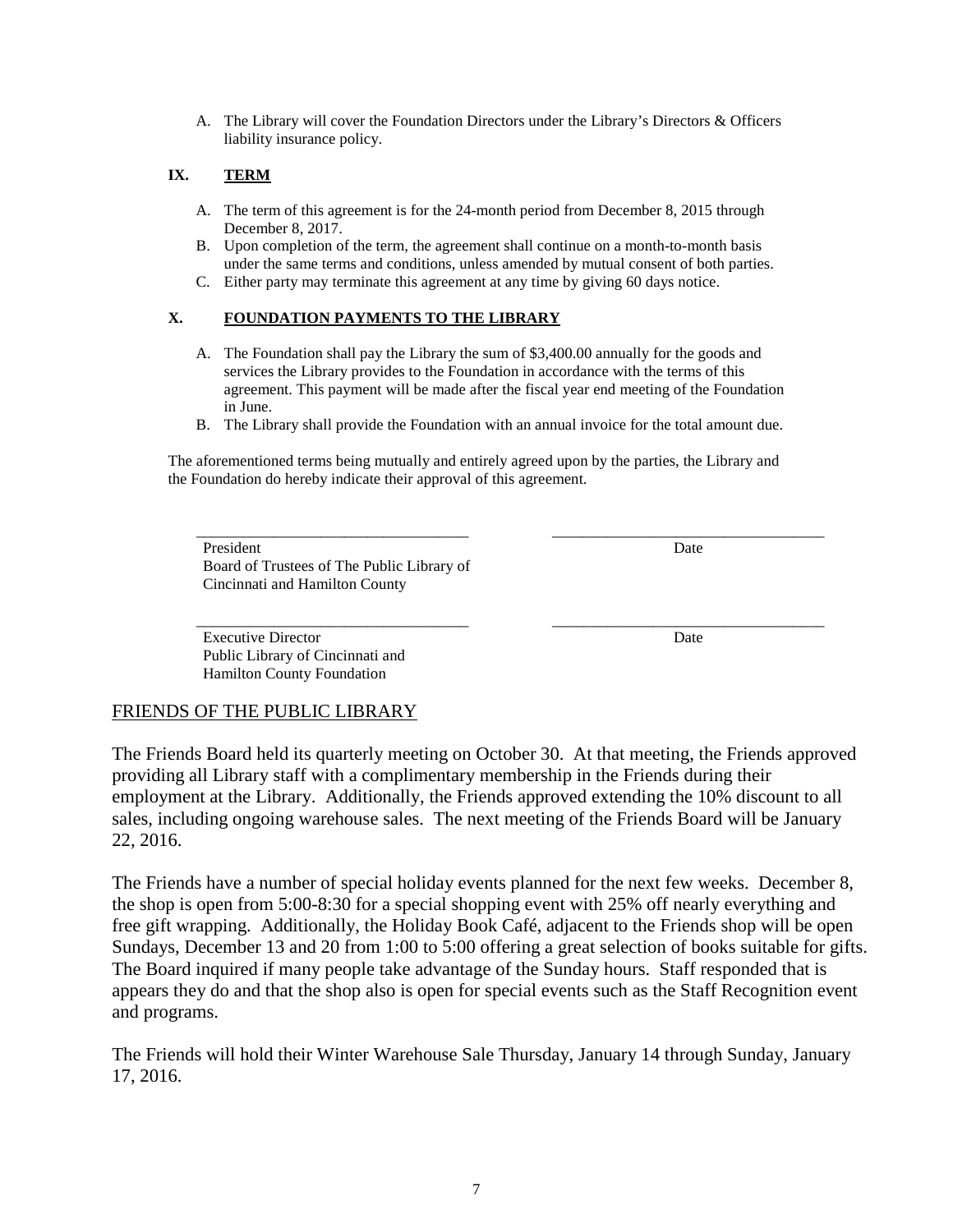A. The Library will cover the Foundation Directors under the Library's Directors & Officers liability insurance policy.

**IX. TERM**

A. The term of this agreement is for the 24-month period from December 8, 2015 through December 8, 2017.
B. Upon completion of the term, the agreement shall continue on a month-to-month basis under the same terms and conditions, unless amended by mutual consent of both parties.
C. Either party may terminate this agreement at any time by giving 60 days notice.

**X. FOUNDATION PAYMENTS TO THE LIBRARY**

A. The Foundation shall pay the Library the sum of $3,400.00 annually for the goods and services the Library provides to the Foundation in accordance with the terms of this agreement. This payment will be made after the fiscal year end meeting of the Foundation in June.
B. The Library shall provide the Foundation with an annual invoice for the total amount due.

The aforementioned terms being mutually and entirely agreed upon by the parties, the Library and the Foundation do hereby indicate their approval of this agreement.

\_\_\_\_\_\_\_\_\_\_\_\_\_\_\_\_\_\_\_\_\_\_\_\_\_\_\_\_\_\_\_\_\_\_\_ \_\_\_\_\_\_\_\_\_\_\_\_\_\_\_\_\_\_\_\_\_\_\_\_\_\_\_\_\_\_\_\_\_\_\_
President Date
Board of Trustees of The Public Library of
Cincinnati and Hamilton County

\_\_\_\_\_\_\_\_\_\_\_\_\_\_\_\_\_\_\_\_\_\_\_\_\_\_\_\_\_\_\_\_\_\_\_ \_\_\_\_\_\_\_\_\_\_\_\_\_\_\_\_\_\_\_\_\_\_\_\_\_\_\_\_\_\_\_\_\_\_\_
Executive Director Date
Public Library of Cincinnati and
Hamilton County Foundation

## FRIENDS OF THE PUBLIC LIBRARY

The Friends Board held its quarterly meeting on October 30. At that meeting, the Friends approved providing all Library staff with a complimentary membership in the Friends during their employment at the Library. Additionally, the Friends approved extending the 10% discount to all sales, including ongoing warehouse sales. The next meeting of the Friends Board will be January 22, 2016.

The Friends have a number of special holiday events planned for the next few weeks. December 8, the shop is open from 5:00-8:30 for a special shopping event with 25% off nearly everything and free gift wrapping. Additionally, the Holiday Book Café, adjacent to the Friends shop will be open Sundays, December 13 and 20 from 1:00 to 5:00 offering a great selection of books suitable for gifts. The Board inquired if many people take advantage of the Sunday hours. Staff responded that is appears they do and that the shop also is open for special events such as the Staff Recognition event and programs.

The Friends will hold their Winter Warehouse Sale Thursday, January 14 through Sunday, January 17, 2016.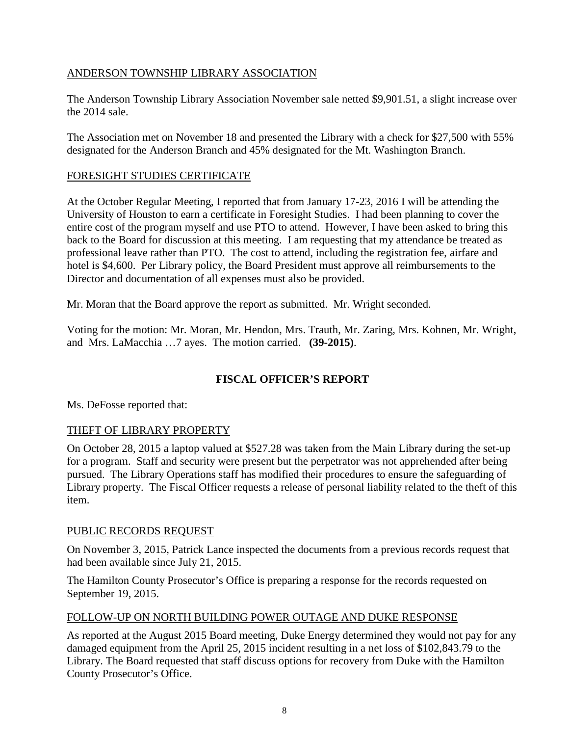<u>ANDERSON TOWNSHIP LIBRARY ASSOCIATION</u>

The Anderson Township Library Association November sale netted $9,901.51, a slight increase over the 2014 sale.

The Association met on November 18 and presented the Library with a check for $27,500 with 55% designated for the Anderson Branch and 45% designated for the Mt. Washington Branch.

<u>FORESIGHT STUDIES CERTIFICATE</u>

At the October Regular Meeting, I reported that from January 17-23, 2016 I will be attending the University of Houston to earn a certificate in Foresight Studies. I had been planning to cover the entire cost of the program myself and use PTO to attend. However, I have been asked to bring this back to the Board for discussion at this meeting. I am requesting that my attendance be treated as professional leave rather than PTO. The cost to attend, including the registration fee, airfare and hotel is $4,600. Per Library policy, the Board President must approve all reimbursements to the Director and documentation of all expenses must also be provided.

Mr. Moran that the Board approve the report as submitted. Mr. Wright seconded.

Voting for the motion: Mr. Moran, Mr. Hendon, Mrs. Trauth, Mr. Zaring, Mrs. Kohnen, Mr. Wright, and Mrs. LaMacchia …7 ayes. The motion carried. **(39-2015)**.

## FISCAL OFFICER'S REPORT

Ms. DeFosse reported that:

<u>THEFT OF LIBRARY PROPERTY</u>

On October 28, 2015 a laptop valued at $527.28 was taken from the Main Library during the set-up for a program. Staff and security were present but the perpetrator was not apprehended after being pursued. The Library Operations staff has modified their procedures to ensure the safeguarding of Library property. The Fiscal Officer requests a release of personal liability related to the theft of this item.

<u>PUBLIC RECORDS REQUEST</u>

On November 3, 2015, Patrick Lance inspected the documents from a previous records request that had been available since July 21, 2015.

The Hamilton County Prosecutor's Office is preparing a response for the records requested on September 19, 2015.

<u>FOLLOW-UP ON NORTH BUILDING POWER OUTAGE AND DUKE RESPONSE</u>

As reported at the August 2015 Board meeting, Duke Energy determined they would not pay for any damaged equipment from the April 25, 2015 incident resulting in a net loss of $102,843.79 to the Library. The Board requested that staff discuss options for recovery from Duke with the Hamilton County Prosecutor's Office.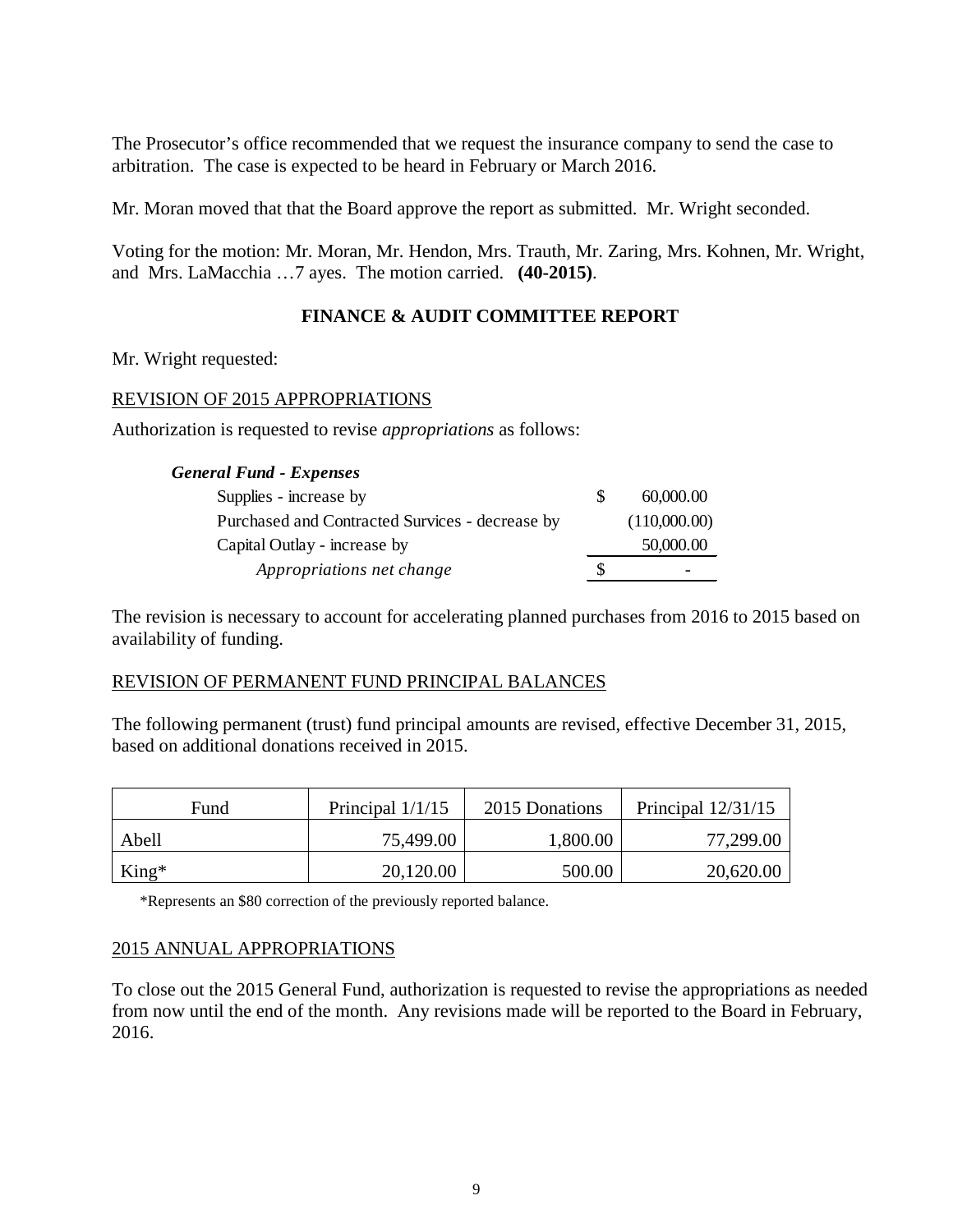The Prosecutor's office recommended that we request the insurance company to send the case to arbitration. The case is expected to be heard in February or March 2016.

Mr. Moran moved that that the Board approve the report as submitted. Mr. Wright seconded.

Voting for the motion: Mr. Moran, Mr. Hendon, Mrs. Trauth, Mr. Zaring, Mrs. Kohnen, Mr. Wright, and Mrs. LaMacchia …7 ayes. The motion carried. **(40-2015)**.

## FINANCE & AUDIT COMMITTEE REPORT

Mr. Wright requested:

REVISION OF 2015 APPROPRIATIONS

Authorization is requested to revise *appropriations* as follows:

| ***General Fund - Expenses*** | |
|---|---|
| Supplies - increase by | $ 60,000.00 |
| Purchased and Contracted Survices - decrease by | (110,000.00) |
| Capital Outlay - increase by | 50,000.00 |
| *Appropriations net change* | $ - |

The revision is necessary to account for accelerating planned purchases from 2016 to 2015 based on availability of funding.

REVISION OF PERMANENT FUND PRINCIPAL BALANCES

The following permanent (trust) fund principal amounts are revised, effective December 31, 2015, based on additional donations received in 2015.

| Fund | Principal 1/1/15 | 2015 Donations | Principal 12/31/15 |
|---|---|---|---|
| Abell | 75,499.00 | 1,800.00 | 77,299.00 |
| King* | 20,120.00 | 500.00 | 20,620.00 |

*Represents an $80 correction of the previously reported balance.

2015 ANNUAL APPROPRIATIONS

To close out the 2015 General Fund, authorization is requested to revise the appropriations as needed from now until the end of the month. Any revisions made will be reported to the Board in February, 2016.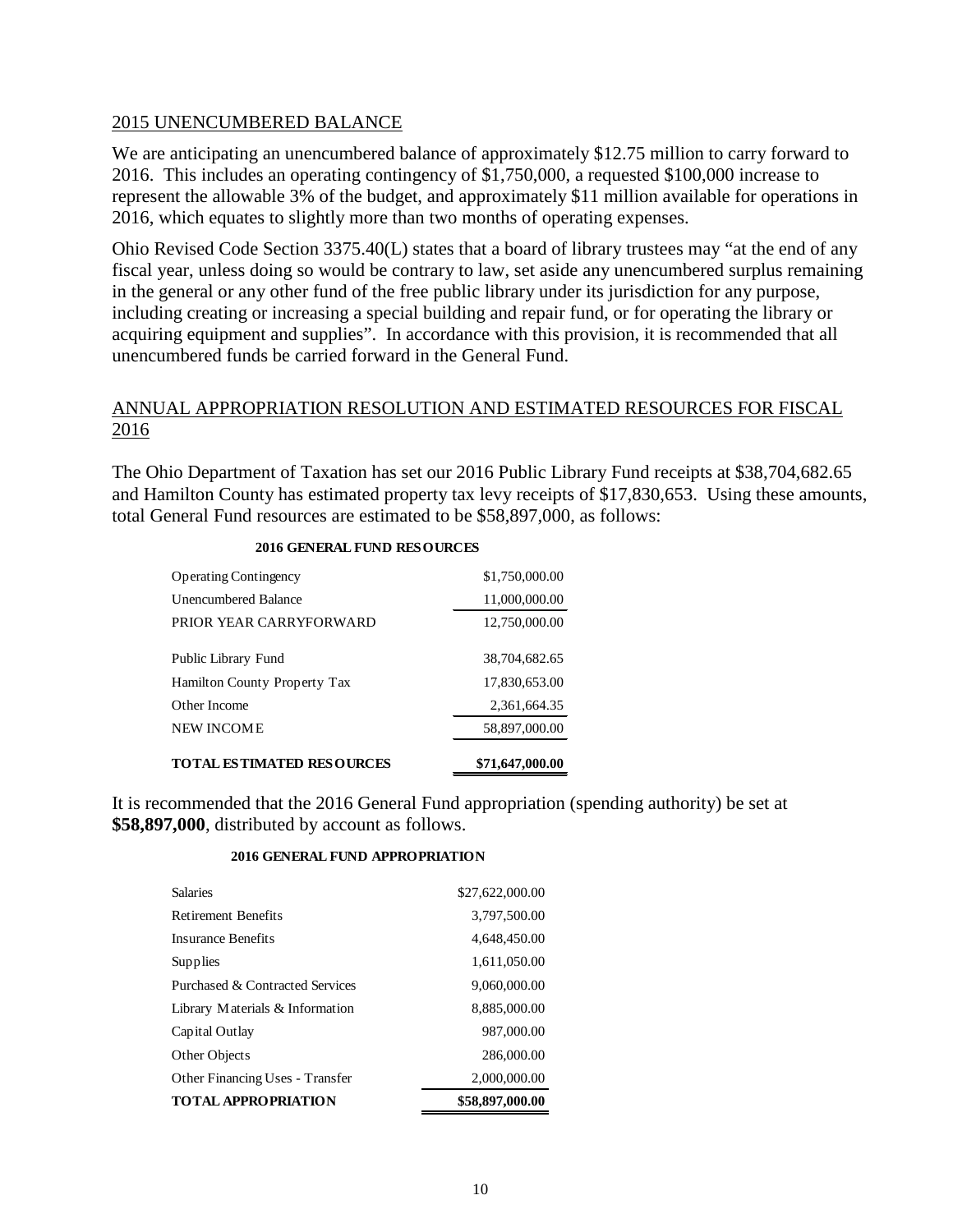## 2015 UNENCUMBERED BALANCE

We are anticipating an unencumbered balance of approximately $12.75 million to carry forward to 2016. This includes an operating contingency of $1,750,000, a requested $100,000 increase to represent the allowable 3% of the budget, and approximately $11 million available for operations in 2016, which equates to slightly more than two months of operating expenses.

Ohio Revised Code Section 3375.40(L) states that a board of library trustees may "at the end of any fiscal year, unless doing so would be contrary to law, set aside any unencumbered surplus remaining in the general or any other fund of the free public library under its jurisdiction for any purpose, including creating or increasing a special building and repair fund, or for operating the library or acquiring equipment and supplies". In accordance with this provision, it is recommended that all unencumbered funds be carried forward in the General Fund.

## ANNUAL APPROPRIATION RESOLUTION AND ESTIMATED RESOURCES FOR FISCAL 2016

The Ohio Department of Taxation has set our 2016 Public Library Fund receipts at $38,704,682.65 and Hamilton County has estimated property tax levy receipts of $17,830,653. Using these amounts, total General Fund resources are estimated to be $58,897,000, as follows:

**2016 GENERAL FUND RESOURCES**

| | |
|---|---|
| Operating Contingency | $1,750,000.00 |
| Unencumbered Balance | 11,000,000.00 |
| PRIOR YEAR CARRYFORWARD | 12,750,000.00 |
| Public Library Fund | 38,704,682.65 |
| Hamilton County Property Tax | 17,830,653.00 |
| Other Income | 2,361,664.35 |
| NEW INCOME | 58,897,000.00 |
| **TOTAL ESTIMATED RESOURCES** | **$71,647,000.00** |

It is recommended that the 2016 General Fund appropriation (spending authority) be set at **$58,897,000**, distributed by account as follows.

**2016 GENERAL FUND APPROPRIATION**

| | |
|---|---|
| Salaries | $27,622,000.00 |
| Retirement Benefits | 3,797,500.00 |
| Insurance Benefits | 4,648,450.00 |
| Supplies | 1,611,050.00 |
| Purchased & Contracted Services | 9,060,000.00 |
| Library Materials & Information | 8,885,000.00 |
| Capital Outlay | 987,000.00 |
| Other Objects | 286,000.00 |
| Other Financing Uses - Transfer | 2,000,000.00 |
| **TOTAL APPROPRIATION** | **$58,897,000.00** |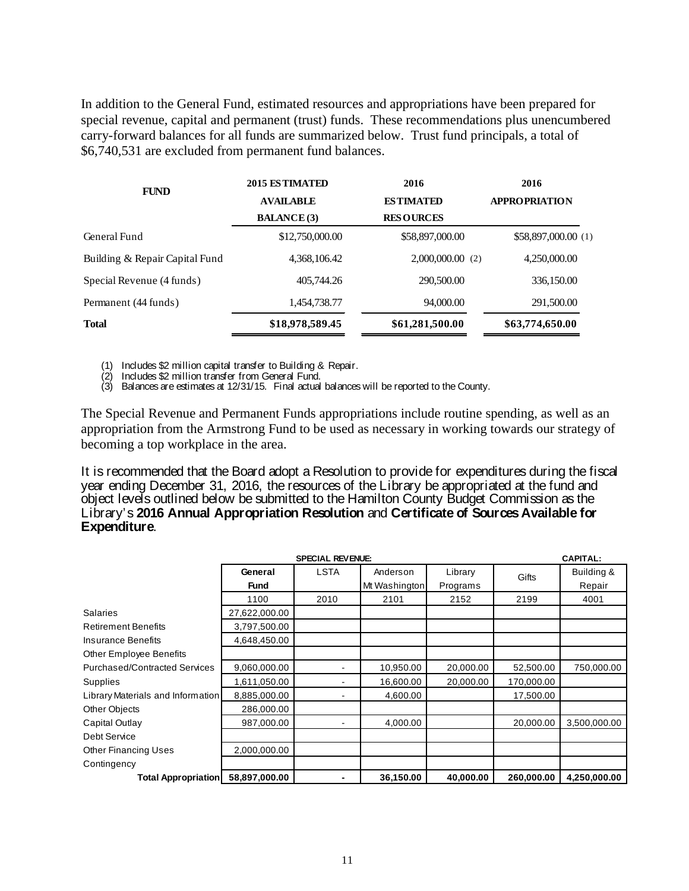In addition to the General Fund, estimated resources and appropriations have been prepared for special revenue, capital and permanent (trust) funds. These recommendations plus unencumbered carry-forward balances for all funds are summarized below. Trust fund principals, a total of $6,740,531 are excluded from permanent fund balances.

| FUND | 2015 ESTIMATED AVAILABLE BALANCE (3) | 2016 ESTIMATED RESOURCES | 2016 APPROPRIATION |
|---|---|---|---|
| General Fund | $12,750,000.00 | $58,897,000.00 | $58,897,000.00 (1) |
| Building & Repair Capital Fund | 4,368,106.42 | 2,000,000.00 (2) | 4,250,000.00 |
| Special Revenue (4 funds) | 405,744.26 | 290,500.00 | 336,150.00 |
| Permanent (44 funds) | 1,454,738.77 | 94,000.00 | 291,500.00 |
| **Total** | **$18,978,589.45** | **$61,281,500.00** | **$63,774,650.00** |

(1) Includes $2 million capital transfer to Building & Repair.
(2) Includes $2 million transfer from General Fund.
(3) Balances are estimates at 12/31/15. Final actual balances will be reported to the County.

The Special Revenue and Permanent Funds appropriations include routine spending, as well as an appropriation from the Armstrong Fund to be used as necessary in working towards our strategy of becoming a top workplace in the area.

It is recommended that the Board adopt a Resolution to provide for expenditures during the fiscal year ending December 31, 2016, the resources of the Library be appropriated at the fund and object levels outlined below be submitted to the Hamilton County Budget Commission as the Library's **2016 Annual Appropriation Resolution** and **Certificate of Sources Available for Expenditure**.

| | | **SPECIAL REVENUE:** | | | | **CAPITAL:** |
|---|---|---|---|---|---|---|
| | **General Fund** | LSTA | Anderson Mt Washington | Library Programs | Gifts | Building & Repair |
| | 1100 | 2010 | 2101 | 2152 | 2199 | 4001 |
| Salaries | 27,622,000.00 | | | | | |
| Retirement Benefits | 3,797,500.00 | | | | | |
| Insurance Benefits | 4,648,450.00 | | | | | |
| Other Employee Benefits | | | | | | |
| Purchased/Contracted Services | 9,060,000.00 | - | 10,950.00 | 20,000.00 | 52,500.00 | 750,000.00 |
| Supplies | 1,611,050.00 | - | 16,600.00 | 20,000.00 | 170,000.00 | |
| Library Materials and Information | 8,885,000.00 | - | 4,600.00 | | 17,500.00 | |
| Other Objects | 286,000.00 | | | | | |
| Capital Outlay | 987,000.00 | - | 4,000.00 | | 20,000.00 | 3,500,000.00 |
| Debt Service | | | | | | |
| Other Financing Uses | 2,000,000.00 | | | | | |
| Contingency | | | | | | |
| **Total Appropriation** | **58,897,000.00** | **-** | **36,150.00** | **40,000.00** | **260,000.00** | **4,250,000.00** |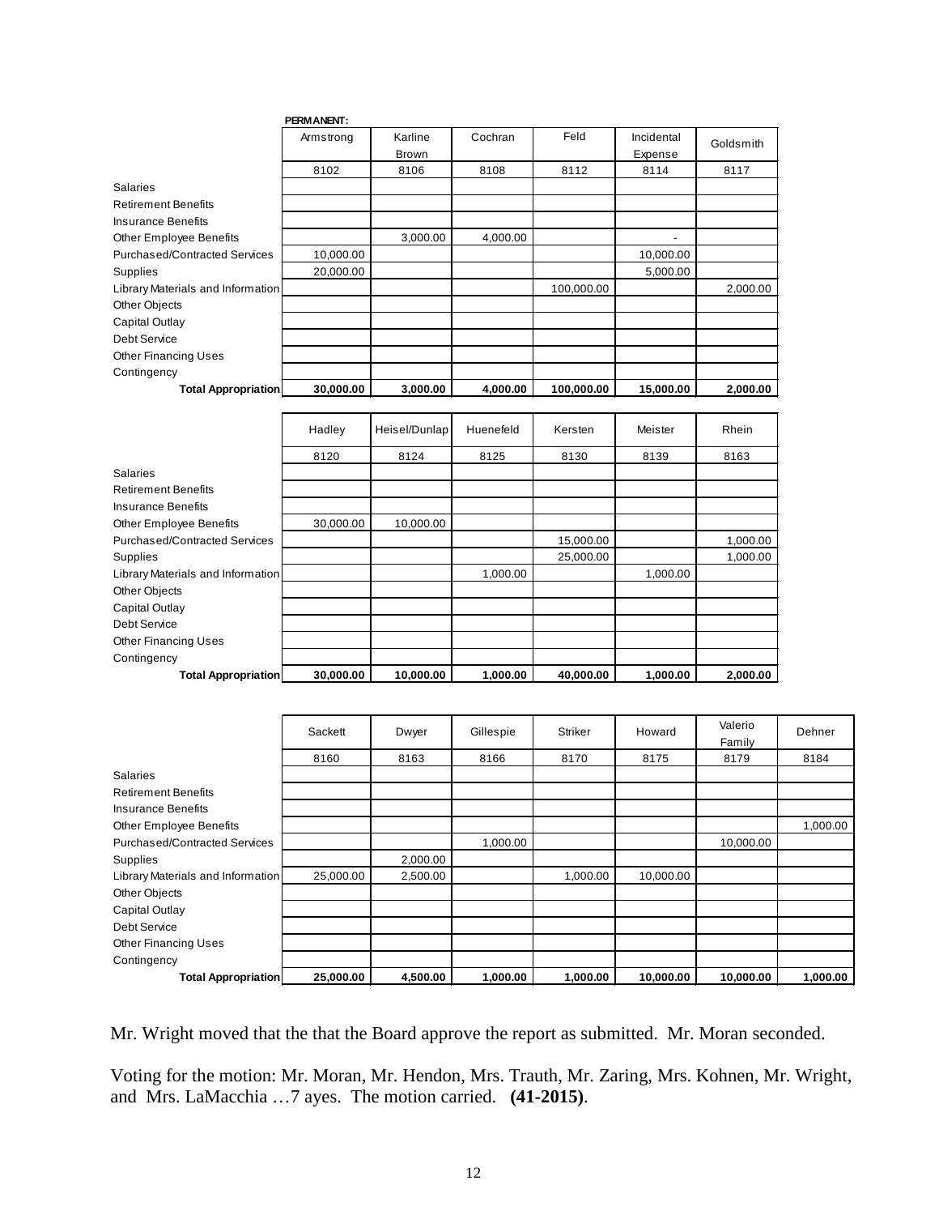**PERMANENT:**

| | Armstrong | Karline Brown | Cochran | Feld | Incidental Expense | Goldsmith |
|---|---|---|---|---|---|---|
| | 8102 | 8106 | 8108 | 8112 | 8114 | 8117 |
| Salaries | | | | | | |
| Retirement Benefits | | | | | | |
| Insurance Benefits | | | | | | |
| Other Employee Benefits | | 3,000.00 | 4,000.00 | | - | |
| Purchased/Contracted Services | 10,000.00 | | | | 10,000.00 | |
| Supplies | 20,000.00 | | | | 5,000.00 | |
| Library Materials and Information | | | | 100,000.00 | | 2,000.00 |
| Other Objects | | | | | | |
| Capital Outlay | | | | | | |
| Debt Service | | | | | | |
| Other Financing Uses | | | | | | |
| Contingency | | | | | | |
| **Total Appropriation** | **30,000.00** | **3,000.00** | **4,000.00** | **100,000.00** | **15,000.00** | **2,000.00** |

| | Hadley | Heisel/Dunlap | Huenefeld | Kersten | Meister | Rhein |
|---|---|---|---|---|---|---|
| | 8120 | 8124 | 8125 | 8130 | 8139 | 8163 |
| Salaries | | | | | | |
| Retirement Benefits | | | | | | |
| Insurance Benefits | | | | | | |
| Other Employee Benefits | 30,000.00 | 10,000.00 | | | | |
| Purchased/Contracted Services | | | | 15,000.00 | | 1,000.00 |
| Supplies | | | | 25,000.00 | | 1,000.00 |
| Library Materials and Information | | | 1,000.00 | | 1,000.00 | |
| Other Objects | | | | | | |
| Capital Outlay | | | | | | |
| Debt Service | | | | | | |
| Other Financing Uses | | | | | | |
| Contingency | | | | | | |
| **Total Appropriation** | **30,000.00** | **10,000.00** | **1,000.00** | **40,000.00** | **1,000.00** | **2,000.00** |

| | Sackett | Dwyer | Gillespie | Striker | Howard | Valerio Family | Dehner |
|---|---|---|---|---|---|---|---|
| | 8160 | 8163 | 8166 | 8170 | 8175 | 8179 | 8184 |
| Salaries | | | | | | | |
| Retirement Benefits | | | | | | | |
| Insurance Benefits | | | | | | | |
| Other Employee Benefits | | | | | | | 1,000.00 |
| Purchased/Contracted Services | | | 1,000.00 | | | 10,000.00 | |
| Supplies | | 2,000.00 | | | | | |
| Library Materials and Information | 25,000.00 | 2,500.00 | | 1,000.00 | 10,000.00 | | |
| Other Objects | | | | | | | |
| Capital Outlay | | | | | | | |
| Debt Service | | | | | | | |
| Other Financing Uses | | | | | | | |
| Contingency | | | | | | | |
| **Total Appropriation** | **25,000.00** | **4,500.00** | **1,000.00** | **1,000.00** | **10,000.00** | **10,000.00** | **1,000.00** |

Mr. Wright moved that the that the Board approve the report as submitted. Mr. Moran seconded.

Voting for the motion: Mr. Moran, Mr. Hendon, Mrs. Trauth, Mr. Zaring, Mrs. Kohnen, Mr. Wright, and Mrs. LaMacchia …7 ayes. The motion carried. **(41-2015)**.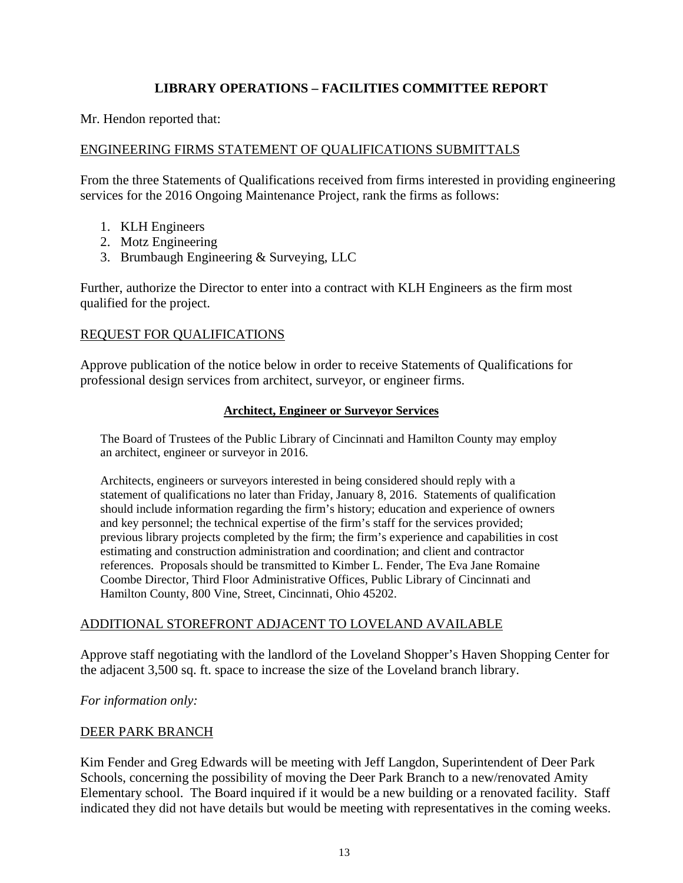# LIBRARY OPERATIONS – FACILITIES COMMITTEE REPORT

Mr. Hendon reported that:

<u>ENGINEERING FIRMS STATEMENT OF QUALIFICATIONS SUBMITTALS</u>

From the three Statements of Qualifications received from firms interested in providing engineering services for the 2016 Ongoing Maintenance Project, rank the firms as follows:

1. KLH Engineers
2. Motz Engineering
3. Brumbaugh Engineering & Surveying, LLC

Further, authorize the Director to enter into a contract with KLH Engineers as the firm most qualified for the project.

<u>REQUEST FOR QUALIFICATIONS</u>

Approve publication of the notice below in order to receive Statements of Qualifications for professional design services from architect, surveyor, or engineer firms.

**<u>Architect, Engineer or Surveyor Services</u>**

> The Board of Trustees of the Public Library of Cincinnati and Hamilton County may employ an architect, engineer or surveyor in 2016.
>
> Architects, engineers or surveyors interested in being considered should reply with a statement of qualifications no later than Friday, January 8, 2016. Statements of qualification should include information regarding the firm's history; education and experience of owners and key personnel; the technical expertise of the firm's staff for the services provided; previous library projects completed by the firm; the firm's experience and capabilities in cost estimating and construction administration and coordination; and client and contractor references. Proposals should be transmitted to Kimber L. Fender, The Eva Jane Romaine Coombe Director, Third Floor Administrative Offices, Public Library of Cincinnati and Hamilton County, 800 Vine, Street, Cincinnati, Ohio 45202.

<u>ADDITIONAL STOREFRONT ADJACENT TO LOVELAND AVAILABLE</u>

Approve staff negotiating with the landlord of the Loveland Shopper's Haven Shopping Center for the adjacent 3,500 sq. ft. space to increase the size of the Loveland branch library.

*For information only:*

<u>DEER PARK BRANCH</u>

Kim Fender and Greg Edwards will be meeting with Jeff Langdon, Superintendent of Deer Park Schools, concerning the possibility of moving the Deer Park Branch to a new/renovated Amity Elementary school. The Board inquired if it would be a new building or a renovated facility. Staff indicated they did not have details but would be meeting with representatives in the coming weeks.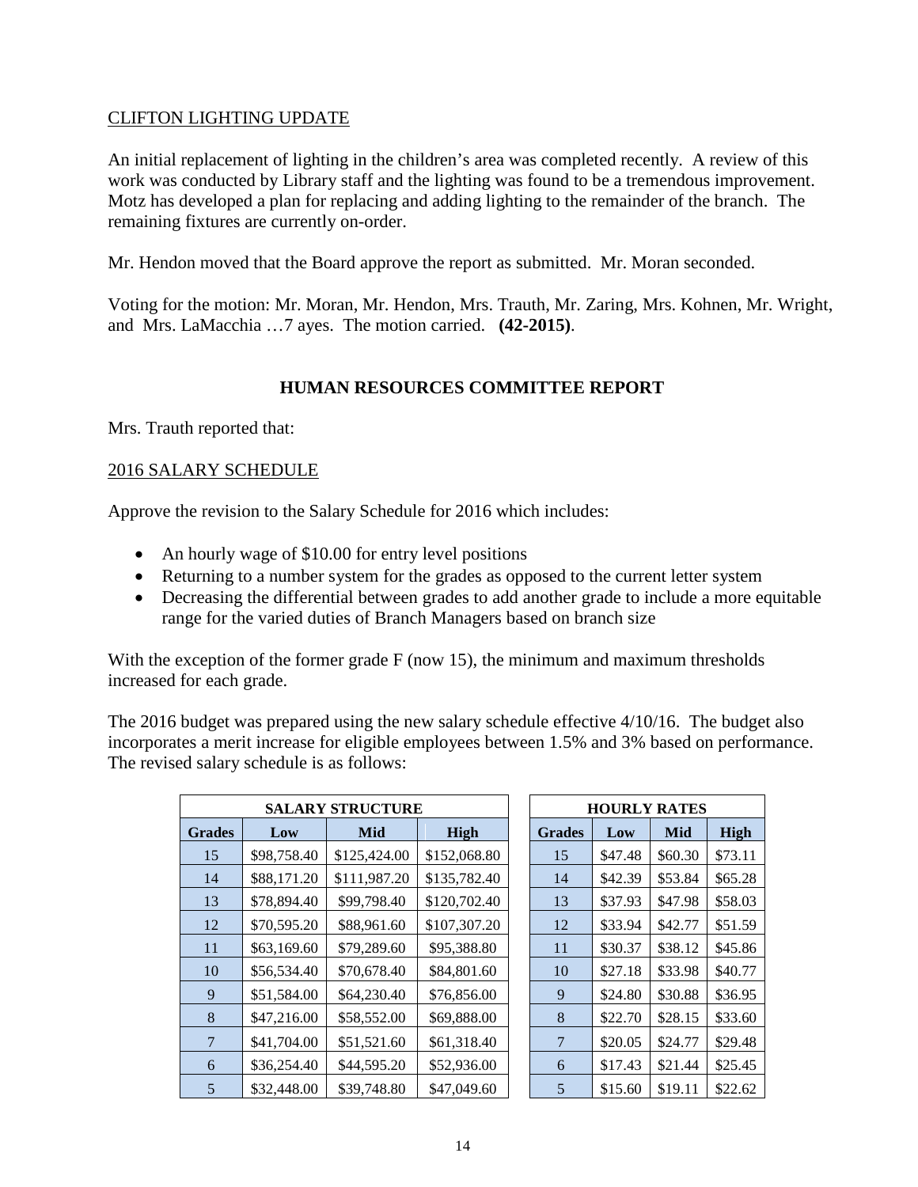CLIFTON LIGHTING UPDATE

An initial replacement of lighting in the children's area was completed recently. A review of this work was conducted by Library staff and the lighting was found to be a tremendous improvement. Motz has developed a plan for replacing and adding lighting to the remainder of the branch. The remaining fixtures are currently on-order.

Mr. Hendon moved that the Board approve the report as submitted. Mr. Moran seconded.

Voting for the motion: Mr. Moran, Mr. Hendon, Mrs. Trauth, Mr. Zaring, Mrs. Kohnen, Mr. Wright, and Mrs. LaMacchia …7 ayes. The motion carried. **(42-2015)**.

## HUMAN RESOURCES COMMITTEE REPORT

Mrs. Trauth reported that:

2016 SALARY SCHEDULE

Approve the revision to the Salary Schedule for 2016 which includes:

- An hourly wage of $10.00 for entry level positions
- Returning to a number system for the grades as opposed to the current letter system
- Decreasing the differential between grades to add another grade to include a more equitable range for the varied duties of Branch Managers based on branch size

With the exception of the former grade F (now 15), the minimum and maximum thresholds increased for each grade.

The 2016 budget was prepared using the new salary schedule effective 4/10/16. The budget also incorporates a merit increase for eligible employees between 1.5% and 3% based on performance. The revised salary schedule is as follows:

| SALARY STRUCTURE | | | |
|---|---|---|---|
| **Grades** | **Low** | **Mid** | **High** |
| 15 | $98,758.40 | $125,424.00 | $152,068.80 |
| 14 | $88,171.20 | $111,987.20 | $135,782.40 |
| 13 | $78,894.40 | $99,798.40 | $120,702.40 |
| 12 | $70,595.20 | $88,961.60 | $107,307.20 |
| 11 | $63,169.60 | $79,289.60 | $95,388.80 |
| 10 | $56,534.40 | $70,678.40 | $84,801.60 |
| 9 | $51,584.00 | $64,230.40 | $76,856.00 |
| 8 | $47,216.00 | $58,552.00 | $69,888.00 |
| 7 | $41,704.00 | $51,521.60 | $61,318.40 |
| 6 | $36,254.40 | $44,595.20 | $52,936.00 |
| 5 | $32,448.00 | $39,748.80 | $47,049.60 |

| HOURLY RATES | | | |
|---|---|---|---|
| **Grades** | **Low** | **Mid** | **High** |
| 15 | $47.48 | $60.30 | $73.11 |
| 14 | $42.39 | $53.84 | $65.28 |
| 13 | $37.93 | $47.98 | $58.03 |
| 12 | $33.94 | $42.77 | $51.59 |
| 11 | $30.37 | $38.12 | $45.86 |
| 10 | $27.18 | $33.98 | $40.77 |
| 9 | $24.80 | $30.88 | $36.95 |
| 8 | $22.70 | $28.15 | $33.60 |
| 7 | $20.05 | $24.77 | $29.48 |
| 6 | $17.43 | $21.44 | $25.45 |
| 5 | $15.60 | $19.11 | $22.62 |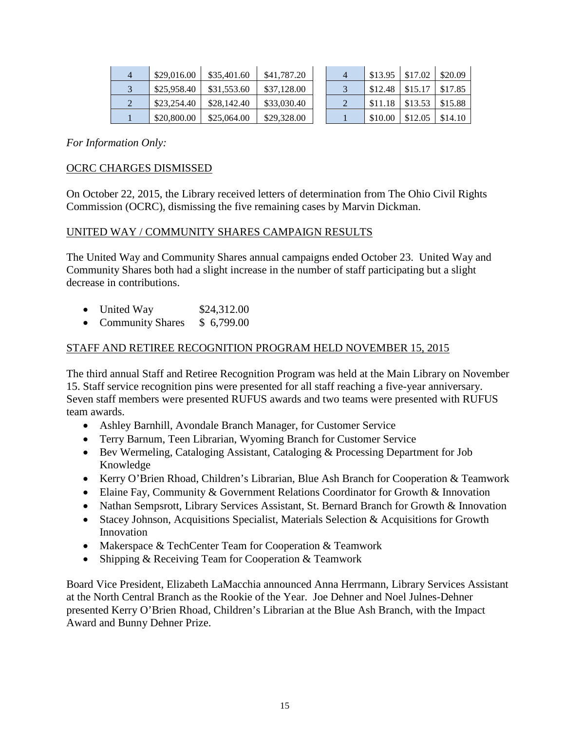| 4 | $29,016.00 | $35,401.60 | $41,787.20 |
|---|---|---|---|
| 3 | $25,958.40 | $31,553.60 | $37,128.00 |
| 2 | $23,254.40 | $28,142.40 | $33,030.40 |
| 1 | $20,800.00 | $25,064.00 | $29,328.00 |

| 4 | $13.95 | $17.02 | $20.09 |
|---|---|---|---|
| 3 | $12.48 | $15.17 | $17.85 |
| 2 | $11.18 | $13.53 | $15.88 |
| 1 | $10.00 | $12.05 | $14.10 |

*For Information Only:*

OCRC CHARGES DISMISSED

On October 22, 2015, the Library received letters of determination from The Ohio Civil Rights Commission (OCRC), dismissing the five remaining cases by Marvin Dickman.

UNITED WAY / COMMUNITY SHARES CAMPAIGN RESULTS

The United Way and Community Shares annual campaigns ended October 23. United Way and Community Shares both had a slight increase in the number of staff participating but a slight decrease in contributions.

- United Way $24,312.00
- Community Shares $ 6,799.00

STAFF AND RETIREE RECOGNITION PROGRAM HELD NOVEMBER 15, 2015

The third annual Staff and Retiree Recognition Program was held at the Main Library on November 15. Staff service recognition pins were presented for all staff reaching a five-year anniversary. Seven staff members were presented RUFUS awards and two teams were presented with RUFUS team awards.

- Ashley Barnhill, Avondale Branch Manager, for Customer Service
- Terry Barnum, Teen Librarian, Wyoming Branch for Customer Service
- Bev Wermeling, Cataloging Assistant, Cataloging & Processing Department for Job Knowledge
- Kerry O'Brien Rhoad, Children's Librarian, Blue Ash Branch for Cooperation & Teamwork
- Elaine Fay, Community & Government Relations Coordinator for Growth & Innovation
- Nathan Sempsrott, Library Services Assistant, St. Bernard Branch for Growth & Innovation
- Stacey Johnson, Acquisitions Specialist, Materials Selection & Acquisitions for Growth Innovation
- Makerspace & TechCenter Team for Cooperation & Teamwork
- Shipping & Receiving Team for Cooperation & Teamwork

Board Vice President, Elizabeth LaMacchia announced Anna Herrmann, Library Services Assistant at the North Central Branch as the Rookie of the Year. Joe Dehner and Noel Julnes-Dehner presented Kerry O'Brien Rhoad, Children's Librarian at the Blue Ash Branch, with the Impact Award and Bunny Dehner Prize.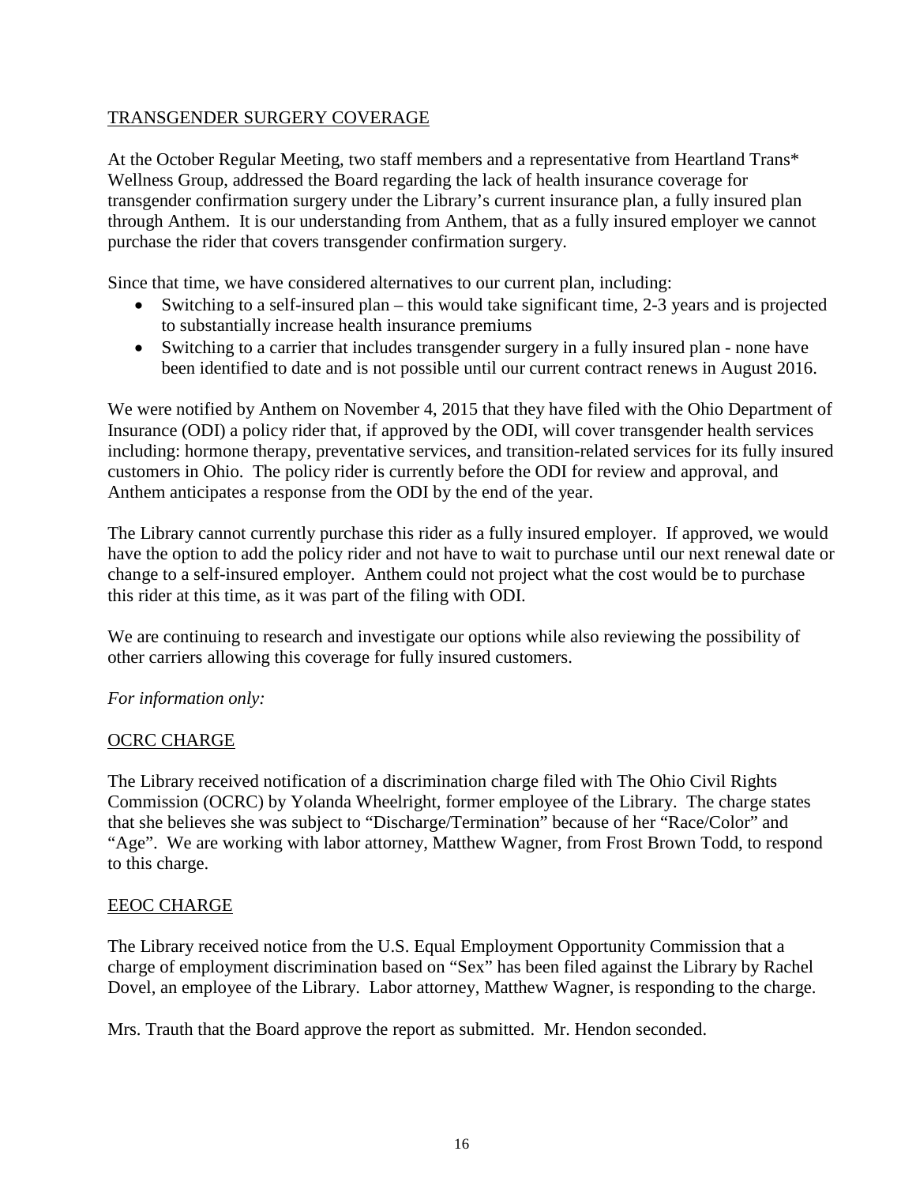## TRANSGENDER SURGERY COVERAGE

At the October Regular Meeting, two staff members and a representative from Heartland Trans* Wellness Group, addressed the Board regarding the lack of health insurance coverage for transgender confirmation surgery under the Library's current insurance plan, a fully insured plan through Anthem. It is our understanding from Anthem, that as a fully insured employer we cannot purchase the rider that covers transgender confirmation surgery.

Since that time, we have considered alternatives to our current plan, including:

- Switching to a self-insured plan – this would take significant time, 2-3 years and is projected to substantially increase health insurance premiums
- Switching to a carrier that includes transgender surgery in a fully insured plan - none have been identified to date and is not possible until our current contract renews in August 2016.

We were notified by Anthem on November 4, 2015 that they have filed with the Ohio Department of Insurance (ODI) a policy rider that, if approved by the ODI, will cover transgender health services including: hormone therapy, preventative services, and transition-related services for its fully insured customers in Ohio. The policy rider is currently before the ODI for review and approval, and Anthem anticipates a response from the ODI by the end of the year.

The Library cannot currently purchase this rider as a fully insured employer. If approved, we would have the option to add the policy rider and not have to wait to purchase until our next renewal date or change to a self-insured employer. Anthem could not project what the cost would be to purchase this rider at this time, as it was part of the filing with ODI.

We are continuing to research and investigate our options while also reviewing the possibility of other carriers allowing this coverage for fully insured customers.

*For information only:*

## OCRC CHARGE

The Library received notification of a discrimination charge filed with The Ohio Civil Rights Commission (OCRC) by Yolanda Wheelright, former employee of the Library. The charge states that she believes she was subject to "Discharge/Termination" because of her "Race/Color" and "Age". We are working with labor attorney, Matthew Wagner, from Frost Brown Todd, to respond to this charge.

## EEOC CHARGE

The Library received notice from the U.S. Equal Employment Opportunity Commission that a charge of employment discrimination based on "Sex" has been filed against the Library by Rachel Dovel, an employee of the Library. Labor attorney, Matthew Wagner, is responding to the charge.

Mrs. Trauth that the Board approve the report as submitted. Mr. Hendon seconded.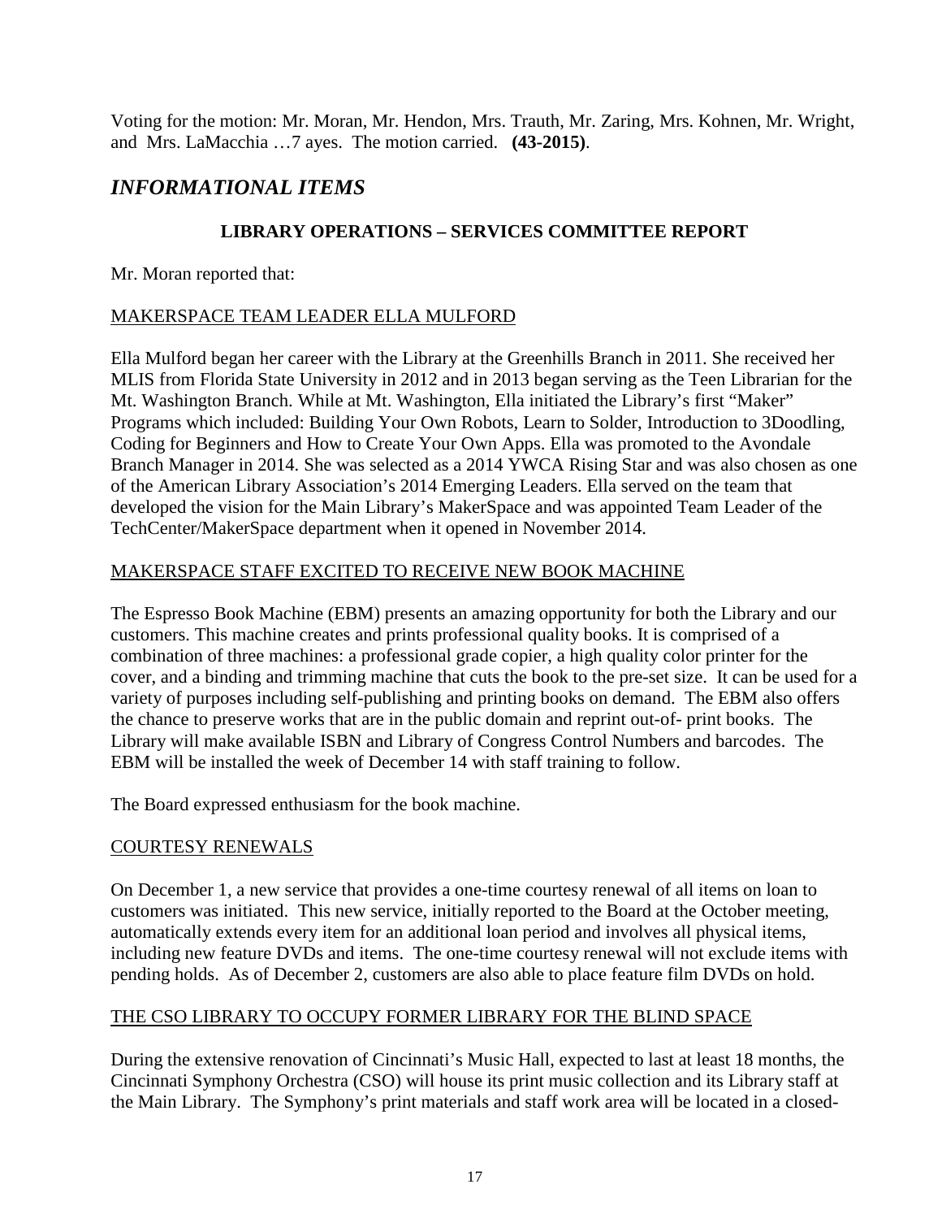Voting for the motion: Mr. Moran, Mr. Hendon, Mrs. Trauth, Mr. Zaring, Mrs. Kohnen, Mr. Wright, and Mrs. LaMacchia …7 ayes. The motion carried. **(43-2015)**.

## *INFORMATIONAL ITEMS*

### LIBRARY OPERATIONS – SERVICES COMMITTEE REPORT

Mr. Moran reported that:

<u>MAKERSPACE TEAM LEADER ELLA MULFORD</u>

Ella Mulford began her career with the Library at the Greenhills Branch in 2011. She received her MLIS from Florida State University in 2012 and in 2013 began serving as the Teen Librarian for the Mt. Washington Branch. While at Mt. Washington, Ella initiated the Library's first "Maker" Programs which included: Building Your Own Robots, Learn to Solder, Introduction to 3Doodling, Coding for Beginners and How to Create Your Own Apps. Ella was promoted to the Avondale Branch Manager in 2014. She was selected as a 2014 YWCA Rising Star and was also chosen as one of the American Library Association's 2014 Emerging Leaders. Ella served on the team that developed the vision for the Main Library's MakerSpace and was appointed Team Leader of the TechCenter/MakerSpace department when it opened in November 2014.

<u>MAKERSPACE STAFF EXCITED TO RECEIVE NEW BOOK MACHINE</u>

The Espresso Book Machine (EBM) presents an amazing opportunity for both the Library and our customers. This machine creates and prints professional quality books. It is comprised of a combination of three machines: a professional grade copier, a high quality color printer for the cover, and a binding and trimming machine that cuts the book to the pre-set size. It can be used for a variety of purposes including self-publishing and printing books on demand. The EBM also offers the chance to preserve works that are in the public domain and reprint out-of- print books. The Library will make available ISBN and Library of Congress Control Numbers and barcodes. The EBM will be installed the week of December 14 with staff training to follow.

The Board expressed enthusiasm for the book machine.

<u>COURTESY RENEWALS</u>

On December 1, a new service that provides a one-time courtesy renewal of all items on loan to customers was initiated. This new service, initially reported to the Board at the October meeting, automatically extends every item for an additional loan period and involves all physical items, including new feature DVDs and items. The one-time courtesy renewal will not exclude items with pending holds. As of December 2, customers are also able to place feature film DVDs on hold.

<u>THE CSO LIBRARY TO OCCUPY FORMER LIBRARY FOR THE BLIND SPACE</u>

During the extensive renovation of Cincinnati's Music Hall, expected to last at least 18 months, the Cincinnati Symphony Orchestra (CSO) will house its print music collection and its Library staff at the Main Library. The Symphony's print materials and staff work area will be located in a closed-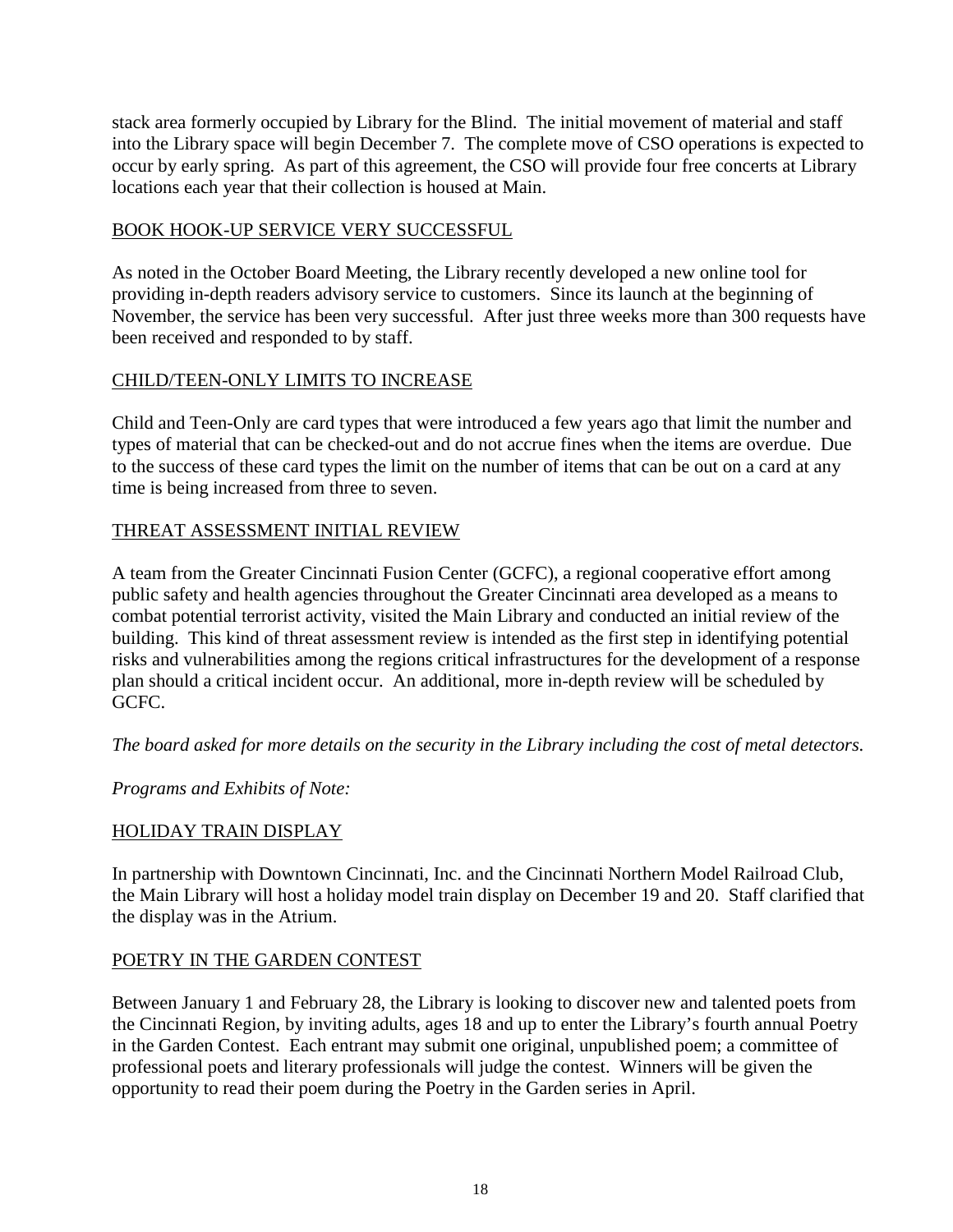stack area formerly occupied by Library for the Blind. The initial movement of material and staff into the Library space will begin December 7. The complete move of CSO operations is expected to occur by early spring. As part of this agreement, the CSO will provide four free concerts at Library locations each year that their collection is housed at Main.

<u>BOOK HOOK-UP SERVICE VERY SUCCESSFUL</u>

As noted in the October Board Meeting, the Library recently developed a new online tool for providing in-depth readers advisory service to customers. Since its launch at the beginning of November, the service has been very successful. After just three weeks more than 300 requests have been received and responded to by staff.

<u>CHILD/TEEN-ONLY LIMITS TO INCREASE</u>

Child and Teen-Only are card types that were introduced a few years ago that limit the number and types of material that can be checked-out and do not accrue fines when the items are overdue. Due to the success of these card types the limit on the number of items that can be out on a card at any time is being increased from three to seven.

<u>THREAT ASSESSMENT INITIAL REVIEW</u>

A team from the Greater Cincinnati Fusion Center (GCFC), a regional cooperative effort among public safety and health agencies throughout the Greater Cincinnati area developed as a means to combat potential terrorist activity, visited the Main Library and conducted an initial review of the building. This kind of threat assessment review is intended as the first step in identifying potential risks and vulnerabilities among the regions critical infrastructures for the development of a response plan should a critical incident occur. An additional, more in-depth review will be scheduled by GCFC.

*The board asked for more details on the security in the Library including the cost of metal detectors.*

*Programs and Exhibits of Note:*

<u>HOLIDAY TRAIN DISPLAY</u>

In partnership with Downtown Cincinnati, Inc. and the Cincinnati Northern Model Railroad Club, the Main Library will host a holiday model train display on December 19 and 20. Staff clarified that the display was in the Atrium.

<u>POETRY IN THE GARDEN CONTEST</u>

Between January 1 and February 28, the Library is looking to discover new and talented poets from the Cincinnati Region, by inviting adults, ages 18 and up to enter the Library's fourth annual Poetry in the Garden Contest. Each entrant may submit one original, unpublished poem; a committee of professional poets and literary professionals will judge the contest. Winners will be given the opportunity to read their poem during the Poetry in the Garden series in April.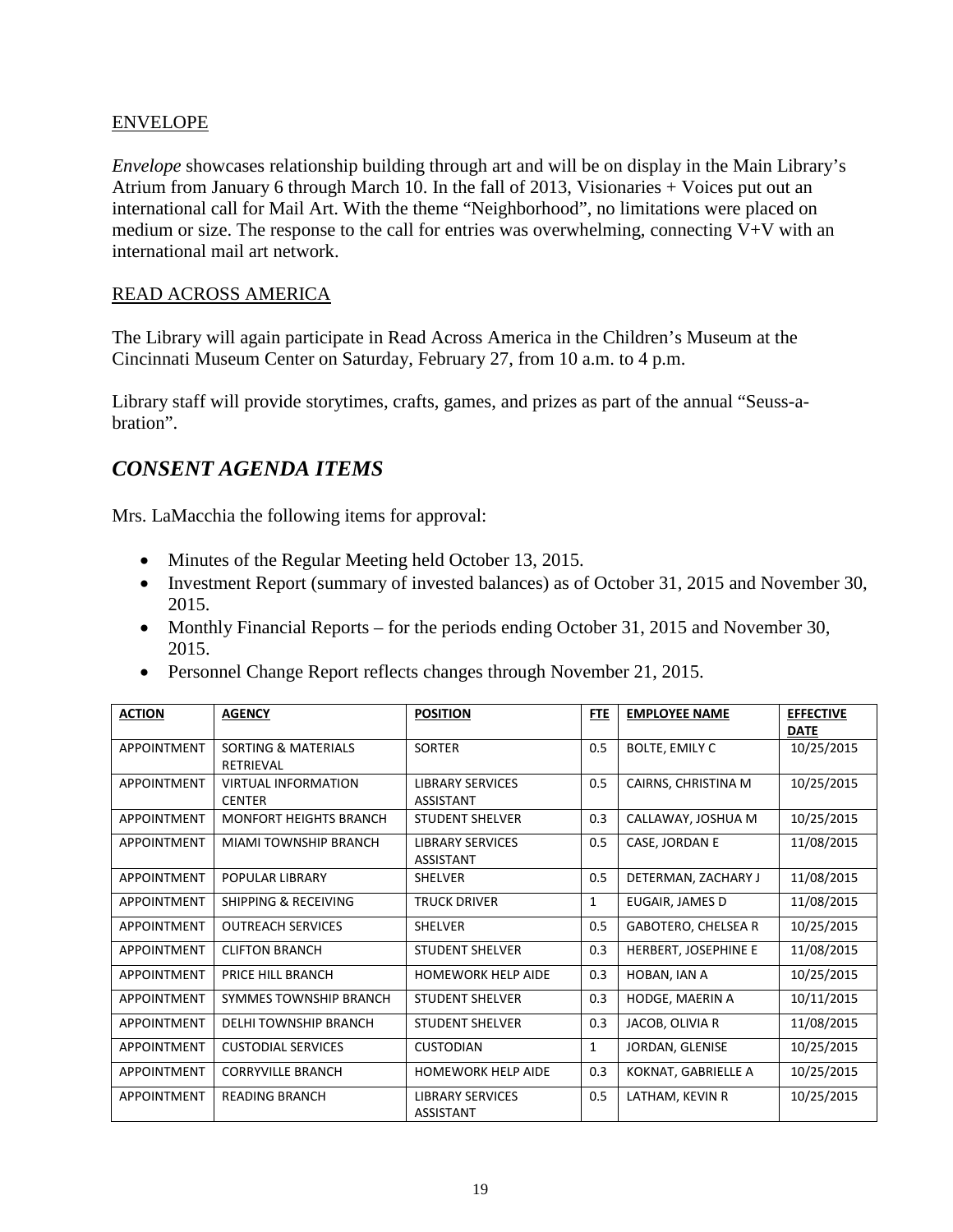ENVELOPE

*Envelope* showcases relationship building through art and will be on display in the Main Library's Atrium from January 6 through March 10. In the fall of 2013, Visionaries + Voices put out an international call for Mail Art. With the theme "Neighborhood", no limitations were placed on medium or size. The response to the call for entries was overwhelming, connecting V+V with an international mail art network.

READ ACROSS AMERICA

The Library will again participate in Read Across America in the Children's Museum at the Cincinnati Museum Center on Saturday, February 27, from 10 a.m. to 4 p.m.

Library staff will provide storytimes, crafts, games, and prizes as part of the annual "Seuss-a-bration".

## *CONSENT AGENDA ITEMS*

Mrs. LaMacchia the following items for approval:

- Minutes of the Regular Meeting held October 13, 2015.
- Investment Report (summary of invested balances) as of October 31, 2015 and November 30, 2015.
- Monthly Financial Reports – for the periods ending October 31, 2015 and November 30, 2015.
- Personnel Change Report reflects changes through November 21, 2015.

| ACTION | AGENCY | POSITION | FTE | EMPLOYEE NAME | EFFECTIVE DATE |
|---|---|---|---|---|---|
| APPOINTMENT | SORTING & MATERIALS RETRIEVAL | SORTER | 0.5 | BOLTE, EMILY C | 10/25/2015 |
| APPOINTMENT | VIRTUAL INFORMATION CENTER | LIBRARY SERVICES ASSISTANT | 0.5 | CAIRNS, CHRISTINA M | 10/25/2015 |
| APPOINTMENT | MONFORT HEIGHTS BRANCH | STUDENT SHELVER | 0.3 | CALLAWAY, JOSHUA M | 10/25/2015 |
| APPOINTMENT | MIAMI TOWNSHIP BRANCH | LIBRARY SERVICES ASSISTANT | 0.5 | CASE, JORDAN E | 11/08/2015 |
| APPOINTMENT | POPULAR LIBRARY | SHELVER | 0.5 | DETERMAN, ZACHARY J | 11/08/2015 |
| APPOINTMENT | SHIPPING & RECEIVING | TRUCK DRIVER | 1 | EUGAIR, JAMES D | 11/08/2015 |
| APPOINTMENT | OUTREACH SERVICES | SHELVER | 0.5 | GABOTERO, CHELSEA R | 10/25/2015 |
| APPOINTMENT | CLIFTON BRANCH | STUDENT SHELVER | 0.3 | HERBERT, JOSEPHINE E | 11/08/2015 |
| APPOINTMENT | PRICE HILL BRANCH | HOMEWORK HELP AIDE | 0.3 | HOBAN, IAN A | 10/25/2015 |
| APPOINTMENT | SYMMES TOWNSHIP BRANCH | STUDENT SHELVER | 0.3 | HODGE, MAERIN A | 10/11/2015 |
| APPOINTMENT | DELHI TOWNSHIP BRANCH | STUDENT SHELVER | 0.3 | JACOB, OLIVIA R | 11/08/2015 |
| APPOINTMENT | CUSTODIAL SERVICES | CUSTODIAN | 1 | JORDAN, GLENISE | 10/25/2015 |
| APPOINTMENT | CORRYVILLE BRANCH | HOMEWORK HELP AIDE | 0.3 | KOKNAT, GABRIELLE A | 10/25/2015 |
| APPOINTMENT | READING BRANCH | LIBRARY SERVICES ASSISTANT | 0.5 | LATHAM, KEVIN R | 10/25/2015 |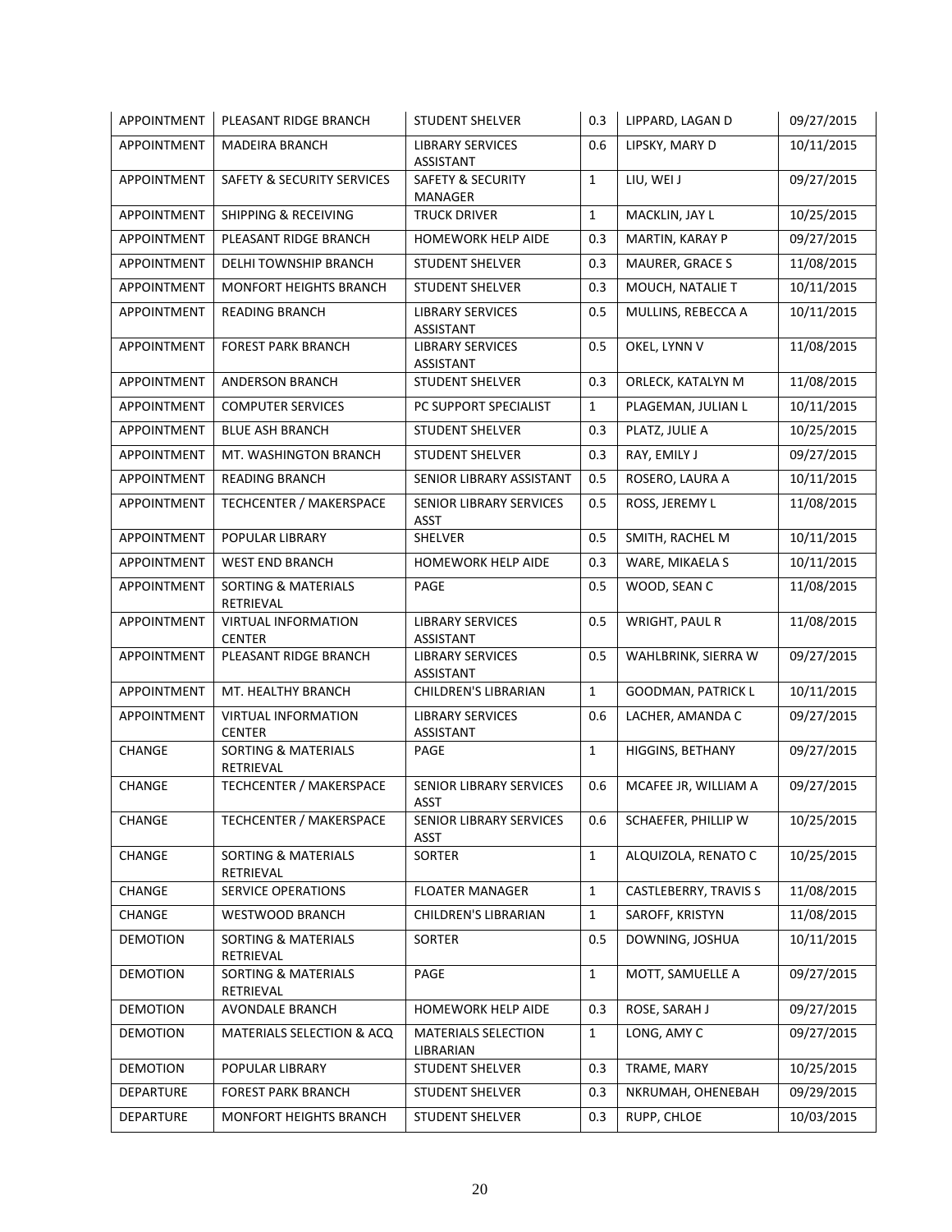| | | | | | |
|---|---|---|---|---|---|
| APPOINTMENT | PLEASANT RIDGE BRANCH | STUDENT SHELVER | 0.3 | LIPPARD, LAGAN D | 09/27/2015 |
| APPOINTMENT | MADEIRA BRANCH | LIBRARY SERVICES ASSISTANT | 0.6 | LIPSKY, MARY D | 10/11/2015 |
| APPOINTMENT | SAFETY & SECURITY SERVICES | SAFETY & SECURITY MANAGER | 1 | LIU, WEI J | 09/27/2015 |
| APPOINTMENT | SHIPPING & RECEIVING | TRUCK DRIVER | 1 | MACKLIN, JAY L | 10/25/2015 |
| APPOINTMENT | PLEASANT RIDGE BRANCH | HOMEWORK HELP AIDE | 0.3 | MARTIN, KARAY P | 09/27/2015 |
| APPOINTMENT | DELHI TOWNSHIP BRANCH | STUDENT SHELVER | 0.3 | MAURER, GRACE S | 11/08/2015 |
| APPOINTMENT | MONFORT HEIGHTS BRANCH | STUDENT SHELVER | 0.3 | MOUCH, NATALIE T | 10/11/2015 |
| APPOINTMENT | READING BRANCH | LIBRARY SERVICES ASSISTANT | 0.5 | MULLINS, REBECCA A | 10/11/2015 |
| APPOINTMENT | FOREST PARK BRANCH | LIBRARY SERVICES ASSISTANT | 0.5 | OKEL, LYNN V | 11/08/2015 |
| APPOINTMENT | ANDERSON BRANCH | STUDENT SHELVER | 0.3 | ORLECK, KATALYN M | 11/08/2015 |
| APPOINTMENT | COMPUTER SERVICES | PC SUPPORT SPECIALIST | 1 | PLAGEMAN, JULIAN L | 10/11/2015 |
| APPOINTMENT | BLUE ASH BRANCH | STUDENT SHELVER | 0.3 | PLATZ, JULIE A | 10/25/2015 |
| APPOINTMENT | MT. WASHINGTON BRANCH | STUDENT SHELVER | 0.3 | RAY, EMILY J | 09/27/2015 |
| APPOINTMENT | READING BRANCH | SENIOR LIBRARY ASSISTANT | 0.5 | ROSERO, LAURA A | 10/11/2015 |
| APPOINTMENT | TECHCENTER / MAKERSPACE | SENIOR LIBRARY SERVICES ASST | 0.5 | ROSS, JEREMY L | 11/08/2015 |
| APPOINTMENT | POPULAR LIBRARY | SHELVER | 0.5 | SMITH, RACHEL M | 10/11/2015 |
| APPOINTMENT | WEST END BRANCH | HOMEWORK HELP AIDE | 0.3 | WARE, MIKAELA S | 10/11/2015 |
| APPOINTMENT | SORTING & MATERIALS RETRIEVAL | PAGE | 0.5 | WOOD, SEAN C | 11/08/2015 |
| APPOINTMENT | VIRTUAL INFORMATION CENTER | LIBRARY SERVICES ASSISTANT | 0.5 | WRIGHT, PAUL R | 11/08/2015 |
| APPOINTMENT | PLEASANT RIDGE BRANCH | LIBRARY SERVICES ASSISTANT | 0.5 | WAHLBRINK, SIERRA W | 09/27/2015 |
| APPOINTMENT | MT. HEALTHY BRANCH | CHILDREN'S LIBRARIAN | 1 | GOODMAN, PATRICK L | 10/11/2015 |
| APPOINTMENT | VIRTUAL INFORMATION CENTER | LIBRARY SERVICES ASSISTANT | 0.6 | LACHER, AMANDA C | 09/27/2015 |
| CHANGE | SORTING & MATERIALS RETRIEVAL | PAGE | 1 | HIGGINS, BETHANY | 09/27/2015 |
| CHANGE | TECHCENTER / MAKERSPACE | SENIOR LIBRARY SERVICES ASST | 0.6 | MCAFEE JR, WILLIAM A | 09/27/2015 |
| CHANGE | TECHCENTER / MAKERSPACE | SENIOR LIBRARY SERVICES ASST | 0.6 | SCHAEFER, PHILLIP W | 10/25/2015 |
| CHANGE | SORTING & MATERIALS RETRIEVAL | SORTER | 1 | ALQUIZOLA, RENATO C | 10/25/2015 |
| CHANGE | SERVICE OPERATIONS | FLOATER MANAGER | 1 | CASTLEBERRY, TRAVIS S | 11/08/2015 |
| CHANGE | WESTWOOD BRANCH | CHILDREN'S LIBRARIAN | 1 | SAROFF, KRISTYN | 11/08/2015 |
| DEMOTION | SORTING & MATERIALS RETRIEVAL | SORTER | 0.5 | DOWNING, JOSHUA | 10/11/2015 |
| DEMOTION | SORTING & MATERIALS RETRIEVAL | PAGE | 1 | MOTT, SAMUELLE A | 09/27/2015 |
| DEMOTION | AVONDALE BRANCH | HOMEWORK HELP AIDE | 0.3 | ROSE, SARAH J | 09/27/2015 |
| DEMOTION | MATERIALS SELECTION & ACQ | MATERIALS SELECTION LIBRARIAN | 1 | LONG, AMY C | 09/27/2015 |
| DEMOTION | POPULAR LIBRARY | STUDENT SHELVER | 0.3 | TRAME, MARY | 10/25/2015 |
| DEPARTURE | FOREST PARK BRANCH | STUDENT SHELVER | 0.3 | NKRUMAH, OHENEBAH | 09/29/2015 |
| DEPARTURE | MONFORT HEIGHTS BRANCH | STUDENT SHELVER | 0.3 | RUPP, CHLOE | 10/03/2015 |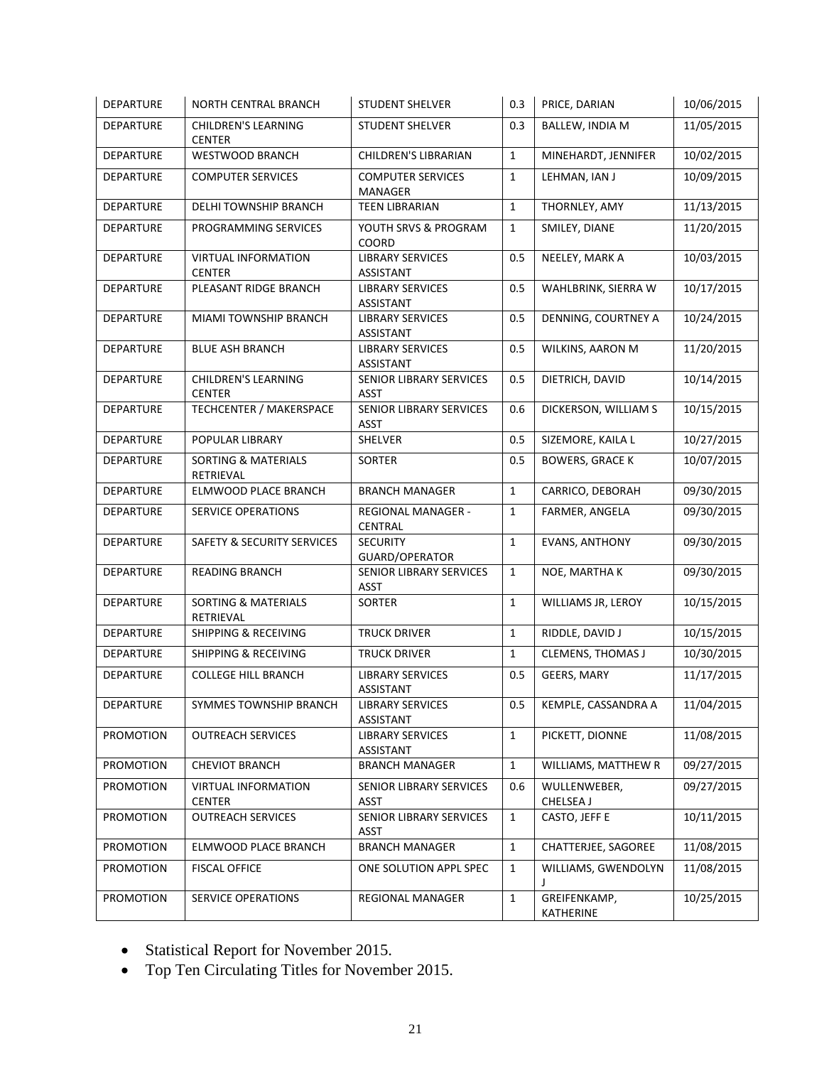| DEPARTURE | NORTH CENTRAL BRANCH | STUDENT SHELVER | 0.3 | PRICE, DARIAN | 10/06/2015 |
|---|---|---|---|---|---|
| DEPARTURE | CHILDREN'S LEARNING CENTER | STUDENT SHELVER | 0.3 | BALLEW, INDIA M | 11/05/2015 |
| DEPARTURE | WESTWOOD BRANCH | CHILDREN'S LIBRARIAN | 1 | MINEHARDT, JENNIFER | 10/02/2015 |
| DEPARTURE | COMPUTER SERVICES | COMPUTER SERVICES MANAGER | 1 | LEHMAN, IAN J | 10/09/2015 |
| DEPARTURE | DELHI TOWNSHIP BRANCH | TEEN LIBRARIAN | 1 | THORNLEY, AMY | 11/13/2015 |
| DEPARTURE | PROGRAMMING SERVICES | YOUTH SRVS & PROGRAM COORD | 1 | SMILEY, DIANE | 11/20/2015 |
| DEPARTURE | VIRTUAL INFORMATION CENTER | LIBRARY SERVICES ASSISTANT | 0.5 | NEELEY, MARK A | 10/03/2015 |
| DEPARTURE | PLEASANT RIDGE BRANCH | LIBRARY SERVICES ASSISTANT | 0.5 | WAHLBRINK, SIERRA W | 10/17/2015 |
| DEPARTURE | MIAMI TOWNSHIP BRANCH | LIBRARY SERVICES ASSISTANT | 0.5 | DENNING, COURTNEY A | 10/24/2015 |
| DEPARTURE | BLUE ASH BRANCH | LIBRARY SERVICES ASSISTANT | 0.5 | WILKINS, AARON M | 11/20/2015 |
| DEPARTURE | CHILDREN'S LEARNING CENTER | SENIOR LIBRARY SERVICES ASST | 0.5 | DIETRICH, DAVID | 10/14/2015 |
| DEPARTURE | TECHCENTER / MAKERSPACE | SENIOR LIBRARY SERVICES ASST | 0.6 | DICKERSON, WILLIAM S | 10/15/2015 |
| DEPARTURE | POPULAR LIBRARY | SHELVER | 0.5 | SIZEMORE, KAILA L | 10/27/2015 |
| DEPARTURE | SORTING & MATERIALS RETRIEVAL | SORTER | 0.5 | BOWERS, GRACE K | 10/07/2015 |
| DEPARTURE | ELMWOOD PLACE BRANCH | BRANCH MANAGER | 1 | CARRICO, DEBORAH | 09/30/2015 |
| DEPARTURE | SERVICE OPERATIONS | REGIONAL MANAGER - CENTRAL | 1 | FARMER, ANGELA | 09/30/2015 |
| DEPARTURE | SAFETY & SECURITY SERVICES | SECURITY GUARD/OPERATOR | 1 | EVANS, ANTHONY | 09/30/2015 |
| DEPARTURE | READING BRANCH | SENIOR LIBRARY SERVICES ASST | 1 | NOE, MARTHA K | 09/30/2015 |
| DEPARTURE | SORTING & MATERIALS RETRIEVAL | SORTER | 1 | WILLIAMS JR, LEROY | 10/15/2015 |
| DEPARTURE | SHIPPING & RECEIVING | TRUCK DRIVER | 1 | RIDDLE, DAVID J | 10/15/2015 |
| DEPARTURE | SHIPPING & RECEIVING | TRUCK DRIVER | 1 | CLEMENS, THOMAS J | 10/30/2015 |
| DEPARTURE | COLLEGE HILL BRANCH | LIBRARY SERVICES ASSISTANT | 0.5 | GEERS, MARY | 11/17/2015 |
| DEPARTURE | SYMMES TOWNSHIP BRANCH | LIBRARY SERVICES ASSISTANT | 0.5 | KEMPLE, CASSANDRA A | 11/04/2015 |
| PROMOTION | OUTREACH SERVICES | LIBRARY SERVICES ASSISTANT | 1 | PICKETT, DIONNE | 11/08/2015 |
| PROMOTION | CHEVIOT BRANCH | BRANCH MANAGER | 1 | WILLIAMS, MATTHEW R | 09/27/2015 |
| PROMOTION | VIRTUAL INFORMATION CENTER | SENIOR LIBRARY SERVICES ASST | 0.6 | WULLENWEBER, CHELSEA J | 09/27/2015 |
| PROMOTION | OUTREACH SERVICES | SENIOR LIBRARY SERVICES ASST | 1 | CASTO, JEFF E | 10/11/2015 |
| PROMOTION | ELMWOOD PLACE BRANCH | BRANCH MANAGER | 1 | CHATTERJEE, SAGOREE | 11/08/2015 |
| PROMOTION | FISCAL OFFICE | ONE SOLUTION APPL SPEC | 1 | WILLIAMS, GWENDOLYN J | 11/08/2015 |
| PROMOTION | SERVICE OPERATIONS | REGIONAL MANAGER | 1 | GREIFENKAMP, KATHERINE | 10/25/2015 |

- Statistical Report for November 2015.
- Top Ten Circulating Titles for November 2015.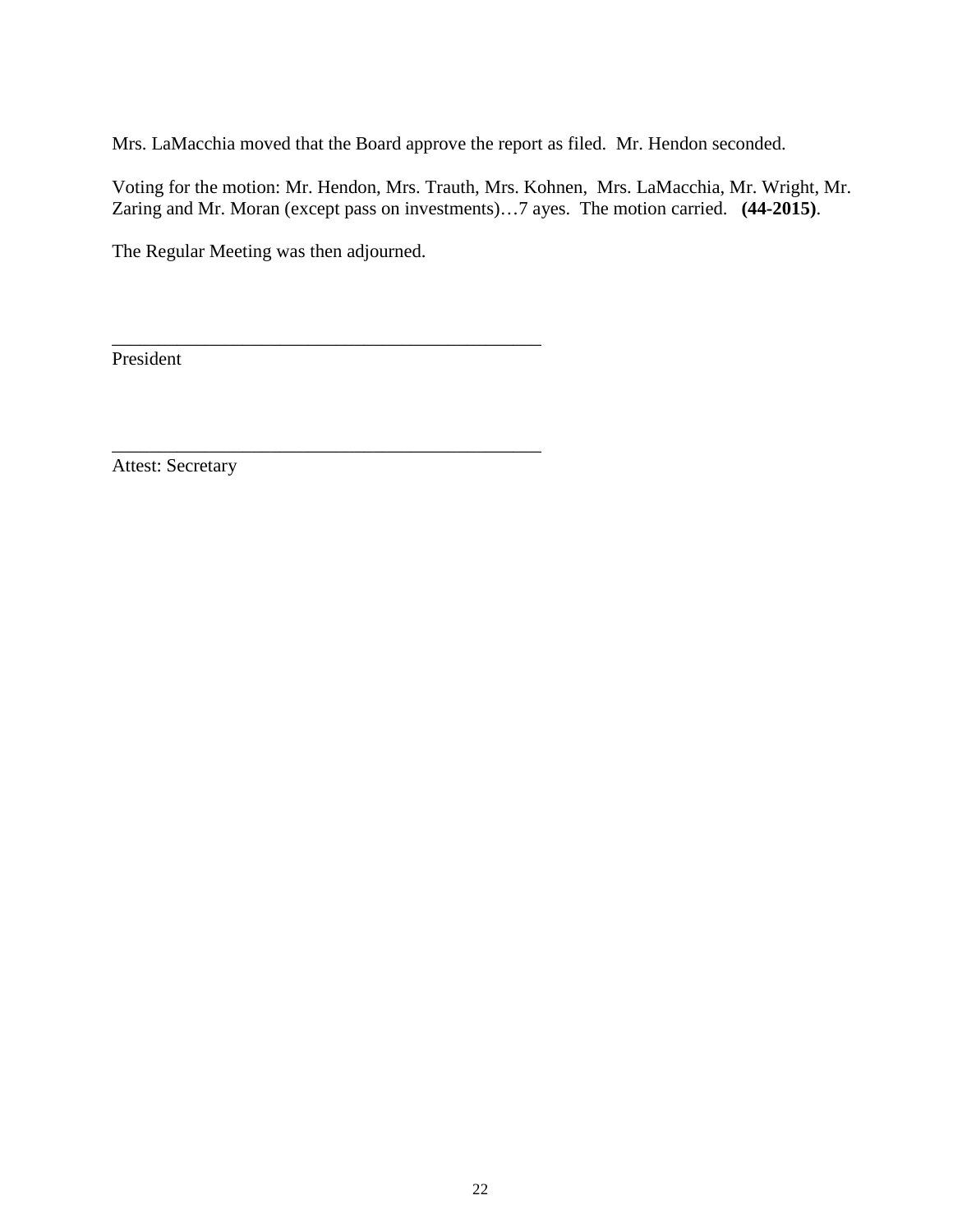Mrs. LaMacchia moved that the Board approve the report as filed. Mr. Hendon seconded.

Voting for the motion: Mr. Hendon, Mrs. Trauth, Mrs. Kohnen, Mrs. LaMacchia, Mr. Wright, Mr. Zaring and Mr. Moran (except pass on investments)…7 ayes. The motion carried. **(44-2015)**.

The Regular Meeting was then adjourned.

\_\_\_\_\_\_\_\_\_\_\_\_\_\_\_\_\_\_\_\_\_\_\_\_\_\_\_\_\_\_\_\_\_\_\_\_\_\_\_\_\_\_\_\_

President

\_\_\_\_\_\_\_\_\_\_\_\_\_\_\_\_\_\_\_\_\_\_\_\_\_\_\_\_\_\_\_\_\_\_\_\_\_\_\_\_\_\_\_\_

Attest: Secretary